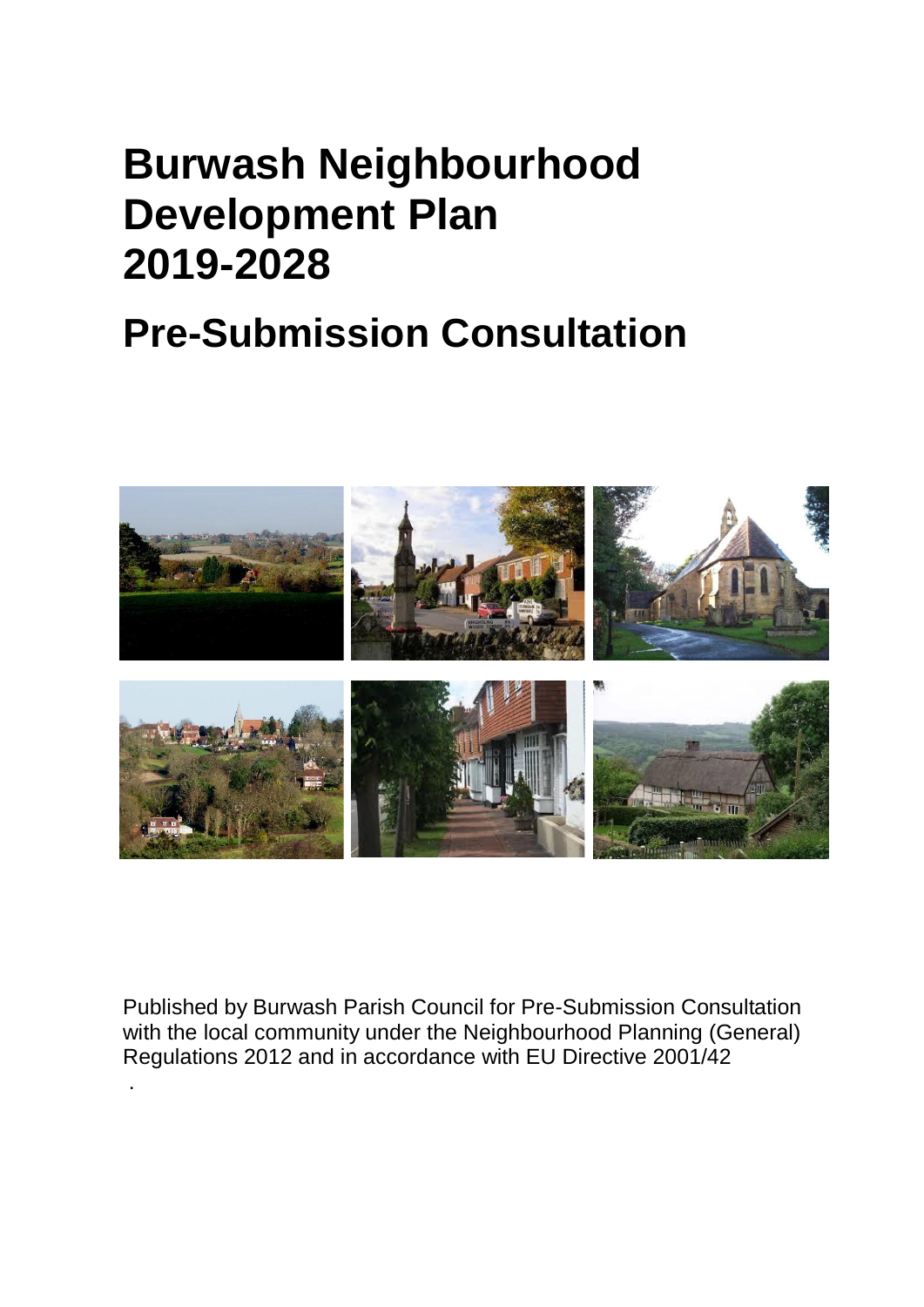# Burwash Neighbourhood Development Plan 2019-2028

## Pre-Submission Consultation

Published by Burwash Parish Council for Pre-Submission Consultation with the local community under the Neighbourhood Planning (General) Regulations 2012 and in accordance with EU Directive 2001/42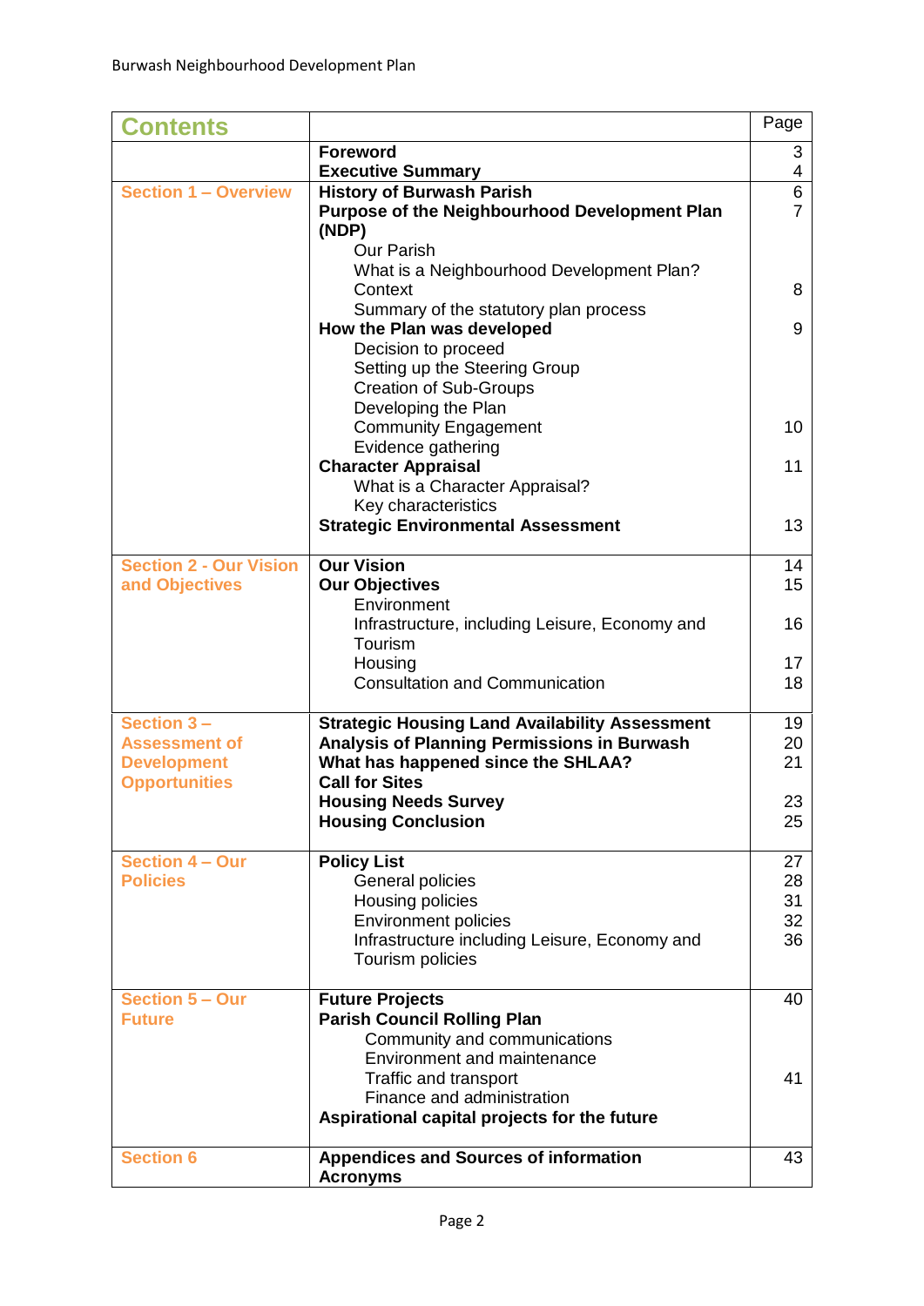| Contents | | Page |
|---|---|---|
| | **Foreword** | 3 |
| | **Executive Summary** | 4 |
| Section 1 – Overview | **History of Burwash Parish** | 6 |
| | **Purpose of the Neighbourhood Development Plan (NDP)** | 7 |
| | Our Parish | |
| | What is a Neighbourhood Development Plan? | |
| | Context | 8 |
| | Summary of the statutory plan process | |
| | **How the Plan was developed** | 9 |
| | Decision to proceed | |
| | Setting up the Steering Group | |
| | Creation of Sub-Groups | |
| | Developing the Plan | |
| | Community Engagement | 10 |
| | Evidence gathering | |
| | **Character Appraisal** | 11 |
| | What is a Character Appraisal? | |
| | Key characteristics | |
| | **Strategic Environmental Assessment** | 13 |
| Section 2 - Our Vision and Objectives | **Our Vision** | 14 |
| | **Our Objectives** | 15 |
| | Environment | |
| | Infrastructure, including Leisure, Economy and Tourism | 16 |
| | Housing | 17 |
| | Consultation and Communication | 18 |
| Section 3 – Assessment of Development Opportunities | **Strategic Housing Land Availability Assessment** | 19 |
| | **Analysis of Planning Permissions in Burwash** | 20 |
| | **What has happened since the SHLAA?** | 21 |
| | **Call for Sites** | |
| | **Housing Needs Survey** | 23 |
| | **Housing Conclusion** | 25 |
| Section 4 – Our Policies | **Policy List** | 27 |
| | General policies | 28 |
| | Housing policies | 31 |
| | Environment policies | 32 |
| | Infrastructure including Leisure, Economy and Tourism policies | 36 |
| Section 5 – Our Future | **Future Projects** | 40 |
| | **Parish Council Rolling Plan** | |
| | Community and communications | |
| | Environment and maintenance | |
| | Traffic and transport | 41 |
| | Finance and administration | |
| | **Aspirational capital projects for the future** | |
| Section 6 | **Appendices and Sources of information** | 43 |
| | **Acronyms** | |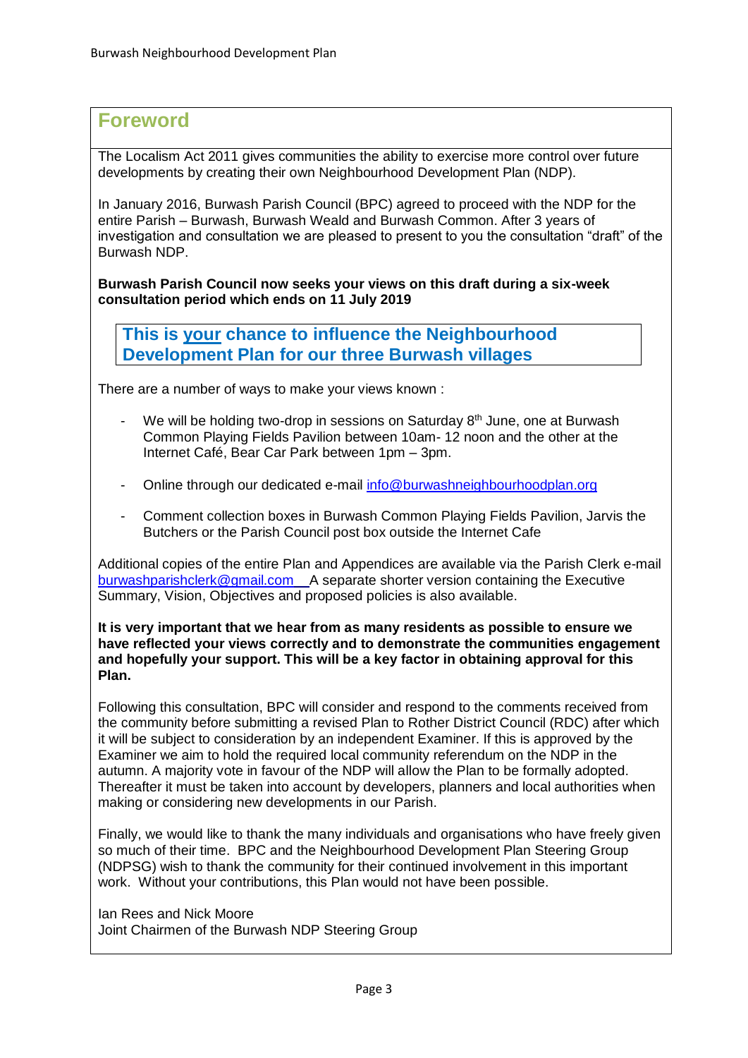## Foreword

The Localism Act 2011 gives communities the ability to exercise more control over future developments by creating their own Neighbourhood Development Plan (NDP).

In January 2016, Burwash Parish Council (BPC) agreed to proceed with the NDP for the entire Parish – Burwash, Burwash Weald and Burwash Common. After 3 years of investigation and consultation we are pleased to present to you the consultation "draft" of the Burwash NDP.

**Burwash Parish Council now seeks your views on this draft during a six-week consultation period which ends on 11 July 2019**

**This is your chance to influence the Neighbourhood Development Plan for our three Burwash villages**

There are a number of ways to make your views known :

- We will be holding two-drop in sessions on Saturday 8th June, one at Burwash Common Playing Fields Pavilion between 10am- 12 noon and the other at the Internet Café, Bear Car Park between 1pm – 3pm.
- Online through our dedicated e-mail info@burwashneighbourhoodplan.org
- Comment collection boxes in Burwash Common Playing Fields Pavilion, Jarvis the Butchers or the Parish Council post box outside the Internet Cafe

Additional copies of the entire Plan and Appendices are available via the Parish Clerk e-mail burwashparishclerk@gmail.com A separate shorter version containing the Executive Summary, Vision, Objectives and proposed policies is also available.

**It is very important that we hear from as many residents as possible to ensure we have reflected your views correctly and to demonstrate the communities engagement and hopefully your support. This will be a key factor in obtaining approval for this Plan.**

Following this consultation, BPC will consider and respond to the comments received from the community before submitting a revised Plan to Rother District Council (RDC) after which it will be subject to consideration by an independent Examiner. If this is approved by the Examiner we aim to hold the required local community referendum on the NDP in the autumn. A majority vote in favour of the NDP will allow the Plan to be formally adopted. Thereafter it must be taken into account by developers, planners and local authorities when making or considering new developments in our Parish.

Finally, we would like to thank the many individuals and organisations who have freely given so much of their time. BPC and the Neighbourhood Development Plan Steering Group (NDPSG) wish to thank the community for their continued involvement in this important work. Without your contributions, this Plan would not have been possible.

Ian Rees and Nick Moore
Joint Chairmen of the Burwash NDP Steering Group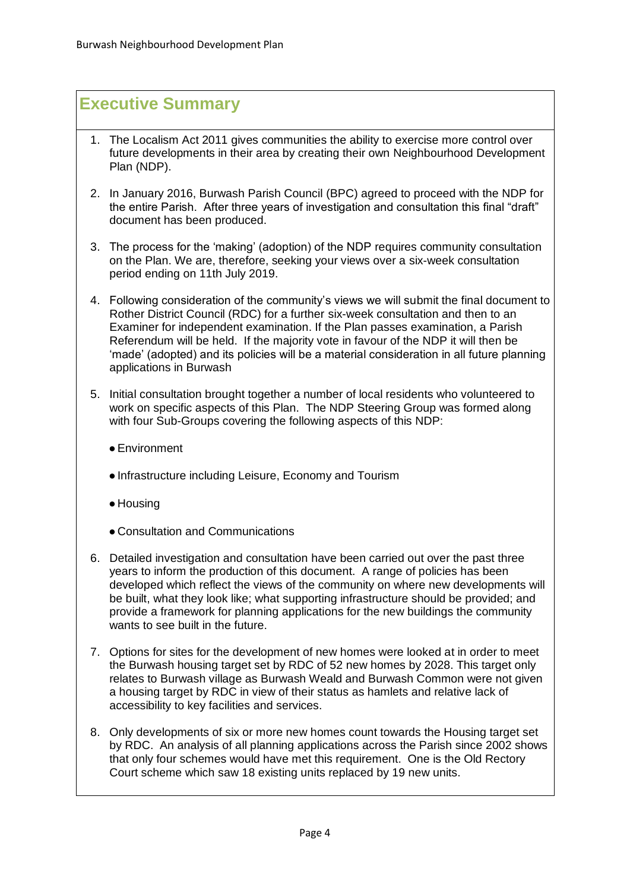# Executive Summary

1. The Localism Act 2011 gives communities the ability to exercise more control over future developments in their area by creating their own Neighbourhood Development Plan (NDP).

2. In January 2016, Burwash Parish Council (BPC) agreed to proceed with the NDP for the entire Parish. After three years of investigation and consultation this final "draft" document has been produced.

3. The process for the 'making' (adoption) of the NDP requires community consultation on the Plan. We are, therefore, seeking your views over a six-week consultation period ending on 11th July 2019.

4. Following consideration of the community's views we will submit the final document to Rother District Council (RDC) for a further six-week consultation and then to an Examiner for independent examination. If the Plan passes examination, a Parish Referendum will be held. If the majority vote in favour of the NDP it will then be 'made' (adopted) and its policies will be a material consideration in all future planning applications in Burwash

5. Initial consultation brought together a number of local residents who volunteered to work on specific aspects of this Plan. The NDP Steering Group was formed along with four Sub-Groups covering the following aspects of this NDP:

   - Environment
   - Infrastructure including Leisure, Economy and Tourism
   - Housing
   - Consultation and Communications

6. Detailed investigation and consultation have been carried out over the past three years to inform the production of this document. A range of policies has been developed which reflect the views of the community on where new developments will be built, what they look like; what supporting infrastructure should be provided; and provide a framework for planning applications for the new buildings the community wants to see built in the future.

7. Options for sites for the development of new homes were looked at in order to meet the Burwash housing target set by RDC of 52 new homes by 2028. This target only relates to Burwash village as Burwash Weald and Burwash Common were not given a housing target by RDC in view of their status as hamlets and relative lack of accessibility to key facilities and services.

8. Only developments of six or more new homes count towards the Housing target set by RDC. An analysis of all planning applications across the Parish since 2002 shows that only four schemes would have met this requirement. One is the Old Rectory Court scheme which saw 18 existing units replaced by 19 new units.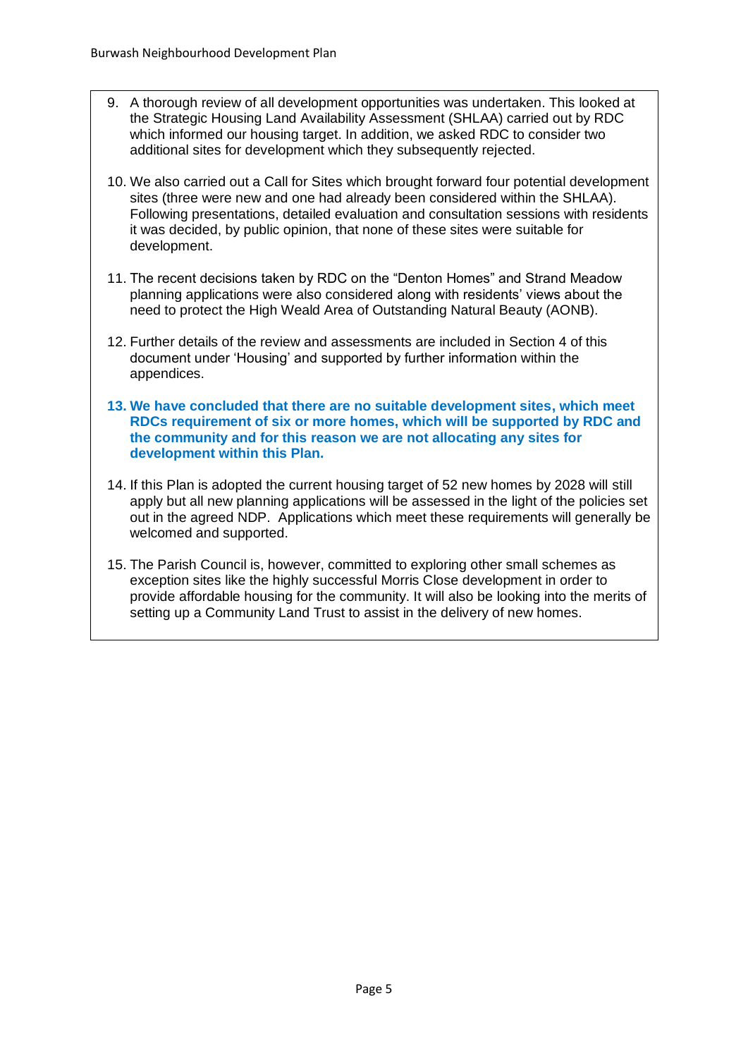9. A thorough review of all development opportunities was undertaken. This looked at the Strategic Housing Land Availability Assessment (SHLAA) carried out by RDC which informed our housing target. In addition, we asked RDC to consider two additional sites for development which they subsequently rejected.

10. We also carried out a Call for Sites which brought forward four potential development sites (three were new and one had already been considered within the SHLAA). Following presentations, detailed evaluation and consultation sessions with residents it was decided, by public opinion, that none of these sites were suitable for development.

11. The recent decisions taken by RDC on the "Denton Homes" and Strand Meadow planning applications were also considered along with residents' views about the need to protect the High Weald Area of Outstanding Natural Beauty (AONB).

12. Further details of the review and assessments are included in Section 4 of this document under 'Housing' and supported by further information within the appendices.

13. **We have concluded that there are no suitable development sites, which meet RDCs requirement of six or more homes, which will be supported by RDC and the community and for this reason we are not allocating any sites for development within this Plan.**

14. If this Plan is adopted the current housing target of 52 new homes by 2028 will still apply but all new planning applications will be assessed in the light of the policies set out in the agreed NDP. Applications which meet these requirements will generally be welcomed and supported.

15. The Parish Council is, however, committed to exploring other small schemes as exception sites like the highly successful Morris Close development in order to provide affordable housing for the community. It will also be looking into the merits of setting up a Community Land Trust to assist in the delivery of new homes.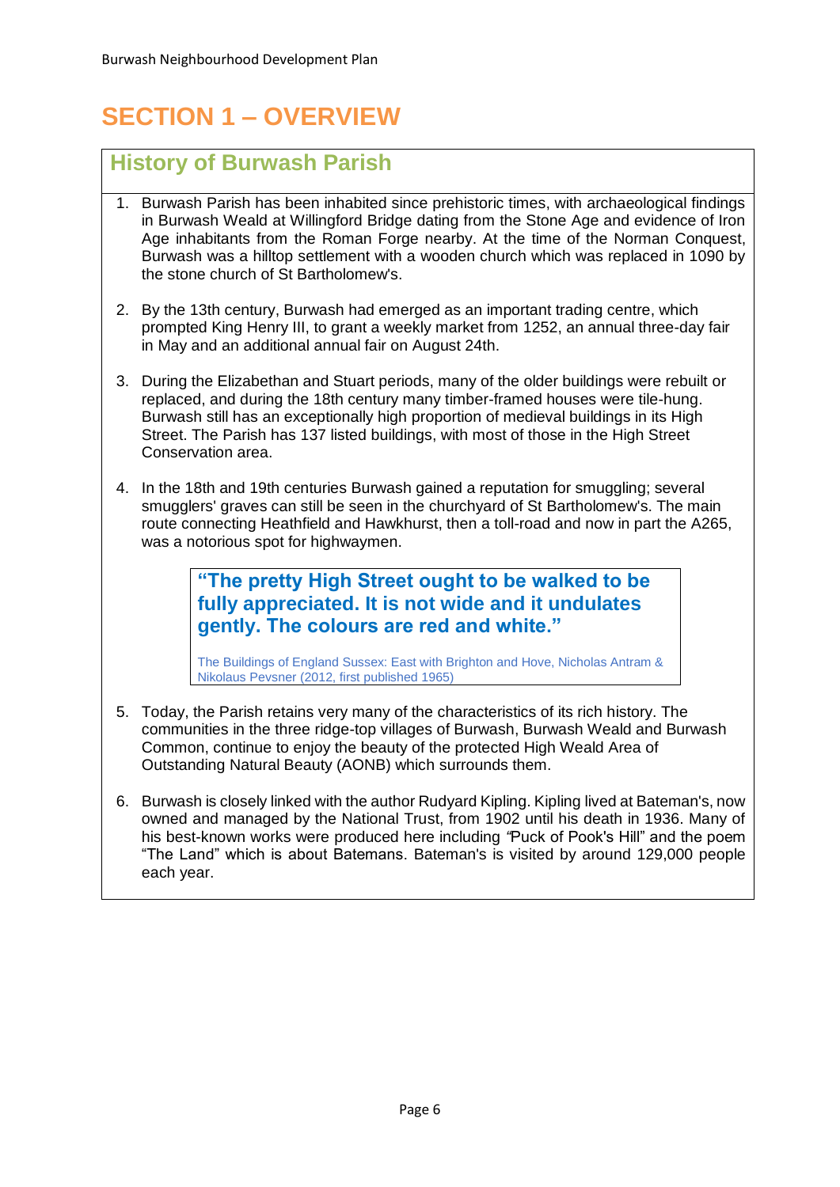# SECTION 1 – OVERVIEW

## History of Burwash Parish

1. Burwash Parish has been inhabited since prehistoric times, with archaeological findings in Burwash Weald at Willingford Bridge dating from the Stone Age and evidence of Iron Age inhabitants from the Roman Forge nearby. At the time of the Norman Conquest, Burwash was a hilltop settlement with a wooden church which was replaced in 1090 by the stone church of St Bartholomew's.

2. By the 13th century, Burwash had emerged as an important trading centre, which prompted King Henry III, to grant a weekly market from 1252, an annual three-day fair in May and an additional annual fair on August 24th.

3. During the Elizabethan and Stuart periods, many of the older buildings were rebuilt or replaced, and during the 18th century many timber-framed houses were tile-hung. Burwash still has an exceptionally high proportion of medieval buildings in its High Street. The Parish has 137 listed buildings, with most of those in the High Street Conservation area.

4. In the 18th and 19th centuries Burwash gained a reputation for smuggling; several smugglers' graves can still be seen in the churchyard of St Bartholomew's. The main route connecting Heathfield and Hawkhurst, then a toll-road and now in part the A265, was a notorious spot for highwaymen.

> **"The pretty High Street ought to be walked to be fully appreciated. It is not wide and it undulates gently. The colours are red and white."**
>
> The Buildings of England Sussex: East with Brighton and Hove, Nicholas Antram & Nikolaus Pevsner (2012, first published 1965)

5. Today, the Parish retains very many of the characteristics of its rich history. The communities in the three ridge-top villages of Burwash, Burwash Weald and Burwash Common, continue to enjoy the beauty of the protected High Weald Area of Outstanding Natural Beauty (AONB) which surrounds them.

6. Burwash is closely linked with the author Rudyard Kipling. Kipling lived at Bateman's, now owned and managed by the National Trust, from 1902 until his death in 1936. Many of his best-known works were produced here including "Puck of Pook's Hill" and the poem "The Land" which is about Batemans. Bateman's is visited by around 129,000 people each year.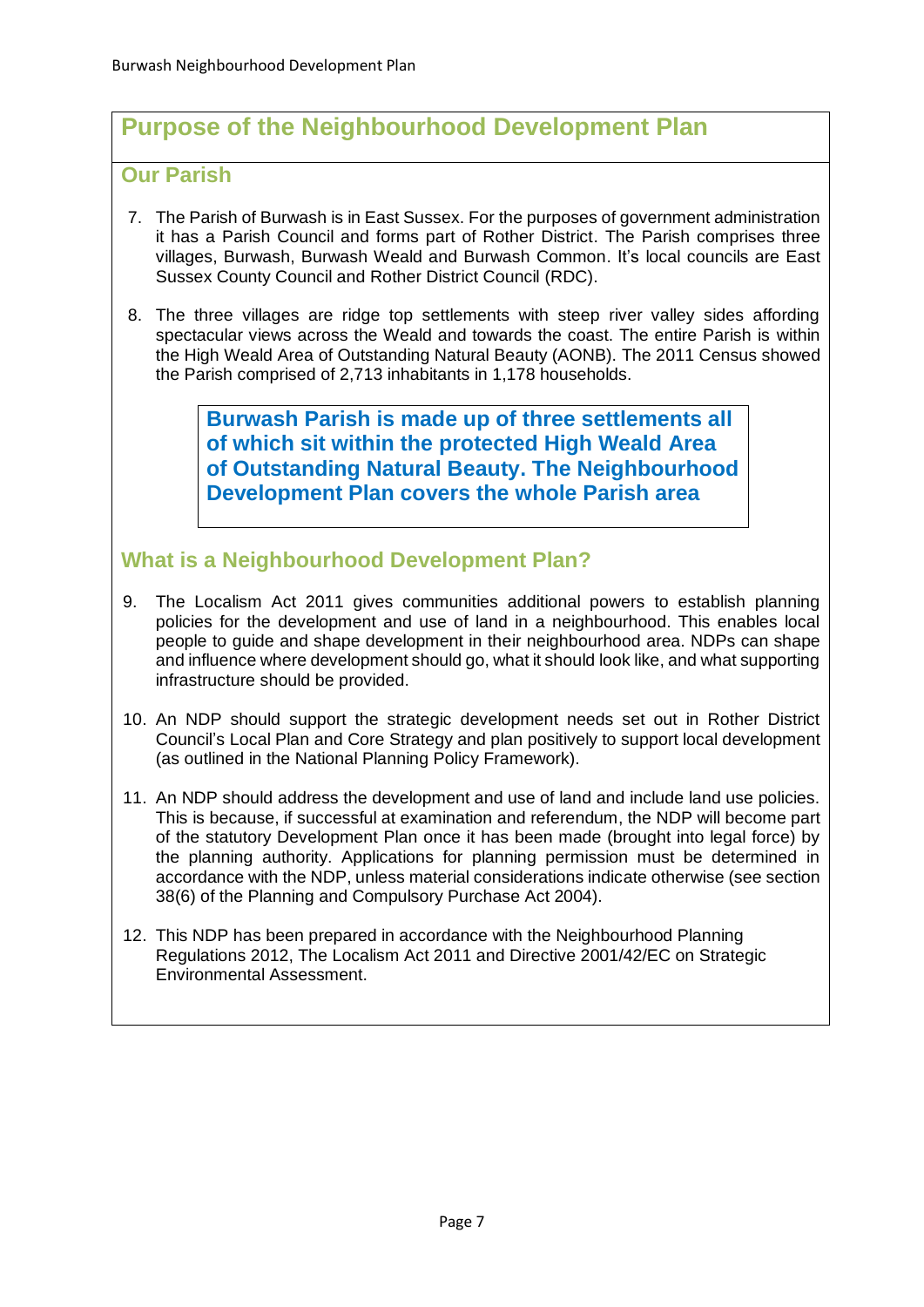## Purpose of the Neighbourhood Development Plan

### Our Parish

7. The Parish of Burwash is in East Sussex. For the purposes of government administration it has a Parish Council and forms part of Rother District. The Parish comprises three villages, Burwash, Burwash Weald and Burwash Common. It's local councils are East Sussex County Council and Rother District Council (RDC).

8. The three villages are ridge top settlements with steep river valley sides affording spectacular views across the Weald and towards the coast. The entire Parish is within the High Weald Area of Outstanding Natural Beauty (AONB). The 2011 Census showed the Parish comprised of 2,713 inhabitants in 1,178 households.

> **Burwash Parish is made up of three settlements all of which sit within the protected High Weald Area of Outstanding Natural Beauty. The Neighbourhood Development Plan covers the whole Parish area**

### What is a Neighbourhood Development Plan?

9. The Localism Act 2011 gives communities additional powers to establish planning policies for the development and use of land in a neighbourhood. This enables local people to guide and shape development in their neighbourhood area. NDPs can shape and influence where development should go, what it should look like, and what supporting infrastructure should be provided.

10. An NDP should support the strategic development needs set out in Rother District Council's Local Plan and Core Strategy and plan positively to support local development (as outlined in the National Planning Policy Framework).

11. An NDP should address the development and use of land and include land use policies. This is because, if successful at examination and referendum, the NDP will become part of the statutory Development Plan once it has been made (brought into legal force) by the planning authority. Applications for planning permission must be determined in accordance with the NDP, unless material considerations indicate otherwise (see section 38(6) of the Planning and Compulsory Purchase Act 2004).

12. This NDP has been prepared in accordance with the Neighbourhood Planning Regulations 2012, The Localism Act 2011 and Directive 2001/42/EC on Strategic Environmental Assessment.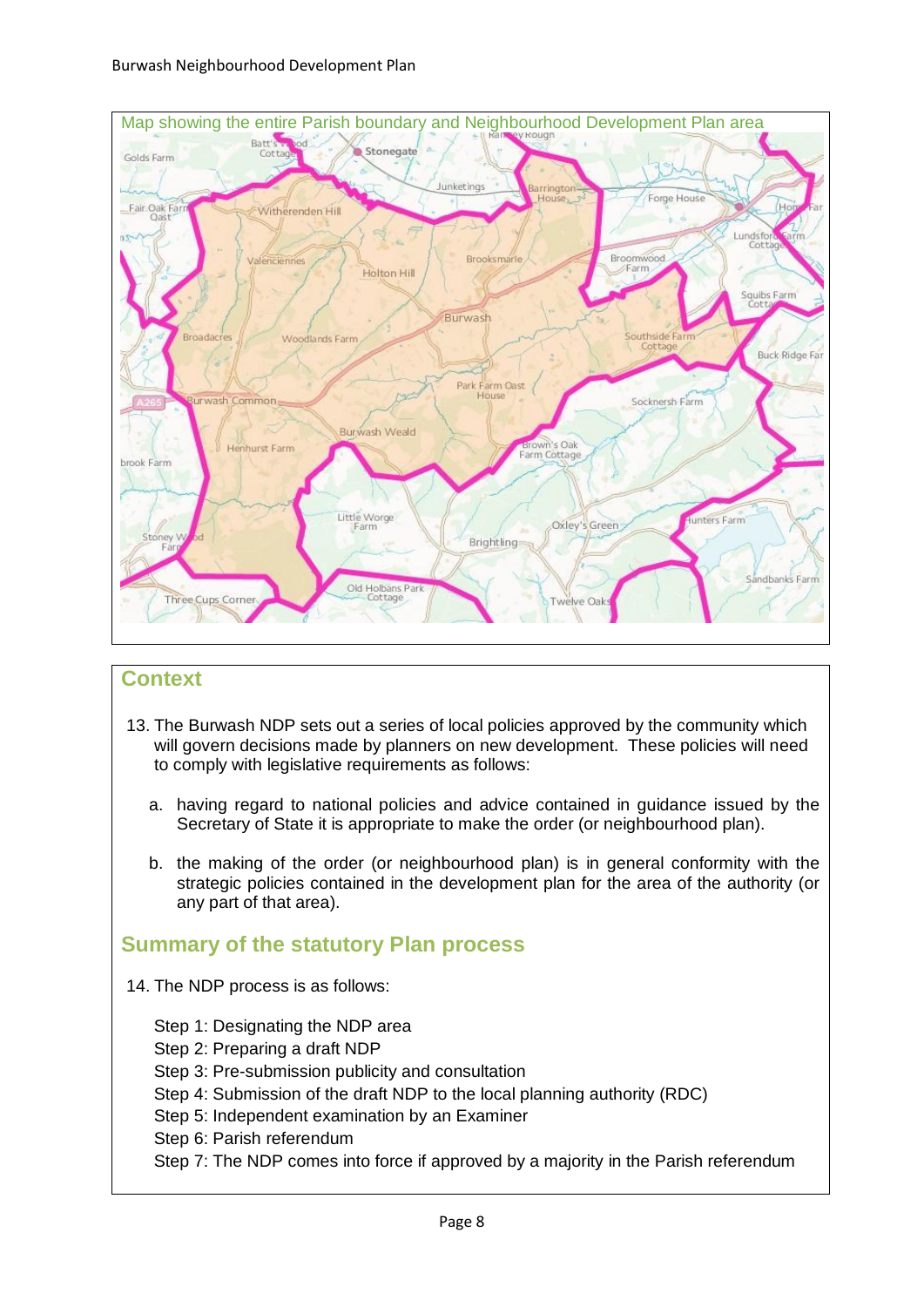Map showing the entire Parish boundary and Neighbourhood Development Plan area

## Context

13. The Burwash NDP sets out a series of local policies approved by the community which will govern decisions made by planners on new development. These policies will need to comply with legislative requirements as follows:

    a. having regard to national policies and advice contained in guidance issued by the Secretary of State it is appropriate to make the order (or neighbourhood plan).

    b. the making of the order (or neighbourhood plan) is in general conformity with the strategic policies contained in the development plan for the area of the authority (or any part of that area).

## Summary of the statutory Plan process

14. The NDP process is as follows:

    Step 1: Designating the NDP area
    Step 2: Preparing a draft NDP
    Step 3: Pre-submission publicity and consultation
    Step 4: Submission of the draft NDP to the local planning authority (RDC)
    Step 5: Independent examination by an Examiner
    Step 6: Parish referendum
    Step 7: The NDP comes into force if approved by a majority in the Parish referendum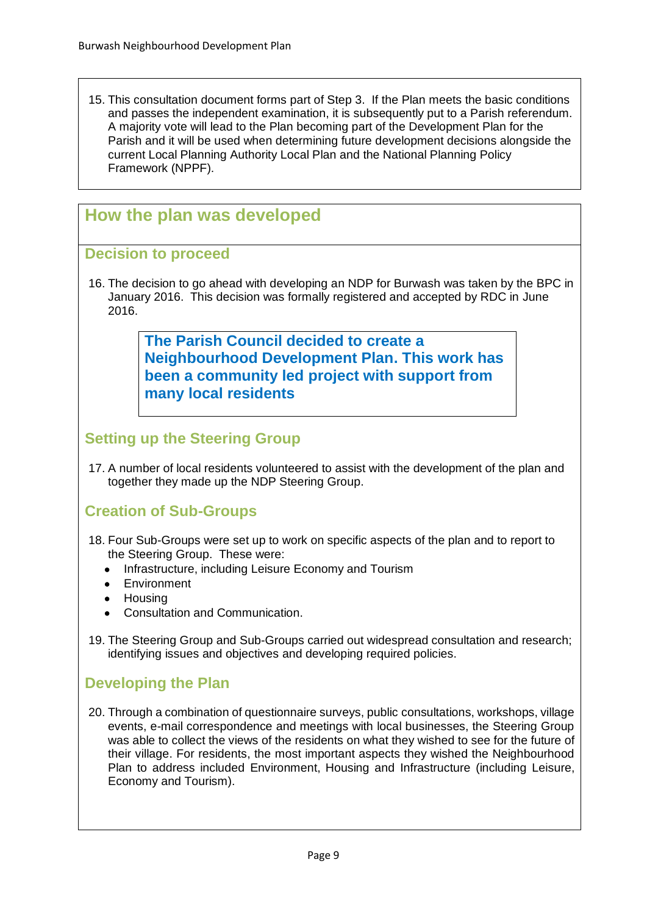15. This consultation document forms part of Step 3. If the Plan meets the basic conditions and passes the independent examination, it is subsequently put to a Parish referendum. A majority vote will lead to the Plan becoming part of the Development Plan for the Parish and it will be used when determining future development decisions alongside the current Local Planning Authority Local Plan and the National Planning Policy Framework (NPPF).

## How the plan was developed

### Decision to proceed

16. The decision to go ahead with developing an NDP for Burwash was taken by the BPC in January 2016. This decision was formally registered and accepted by RDC in June 2016.

> **The Parish Council decided to create a Neighbourhood Development Plan. This work has been a community led project with support from many local residents**

### Setting up the Steering Group

17. A number of local residents volunteered to assist with the development of the plan and together they made up the NDP Steering Group.

### Creation of Sub-Groups

18. Four Sub-Groups were set up to work on specific aspects of the plan and to report to the Steering Group. These were:
    - Infrastructure, including Leisure Economy and Tourism
    - Environment
    - Housing
    - Consultation and Communication.

19. The Steering Group and Sub-Groups carried out widespread consultation and research; identifying issues and objectives and developing required policies.

### Developing the Plan

20. Through a combination of questionnaire surveys, public consultations, workshops, village events, e-mail correspondence and meetings with local businesses, the Steering Group was able to collect the views of the residents on what they wished to see for the future of their village. For residents, the most important aspects they wished the Neighbourhood Plan to address included Environment, Housing and Infrastructure (including Leisure, Economy and Tourism).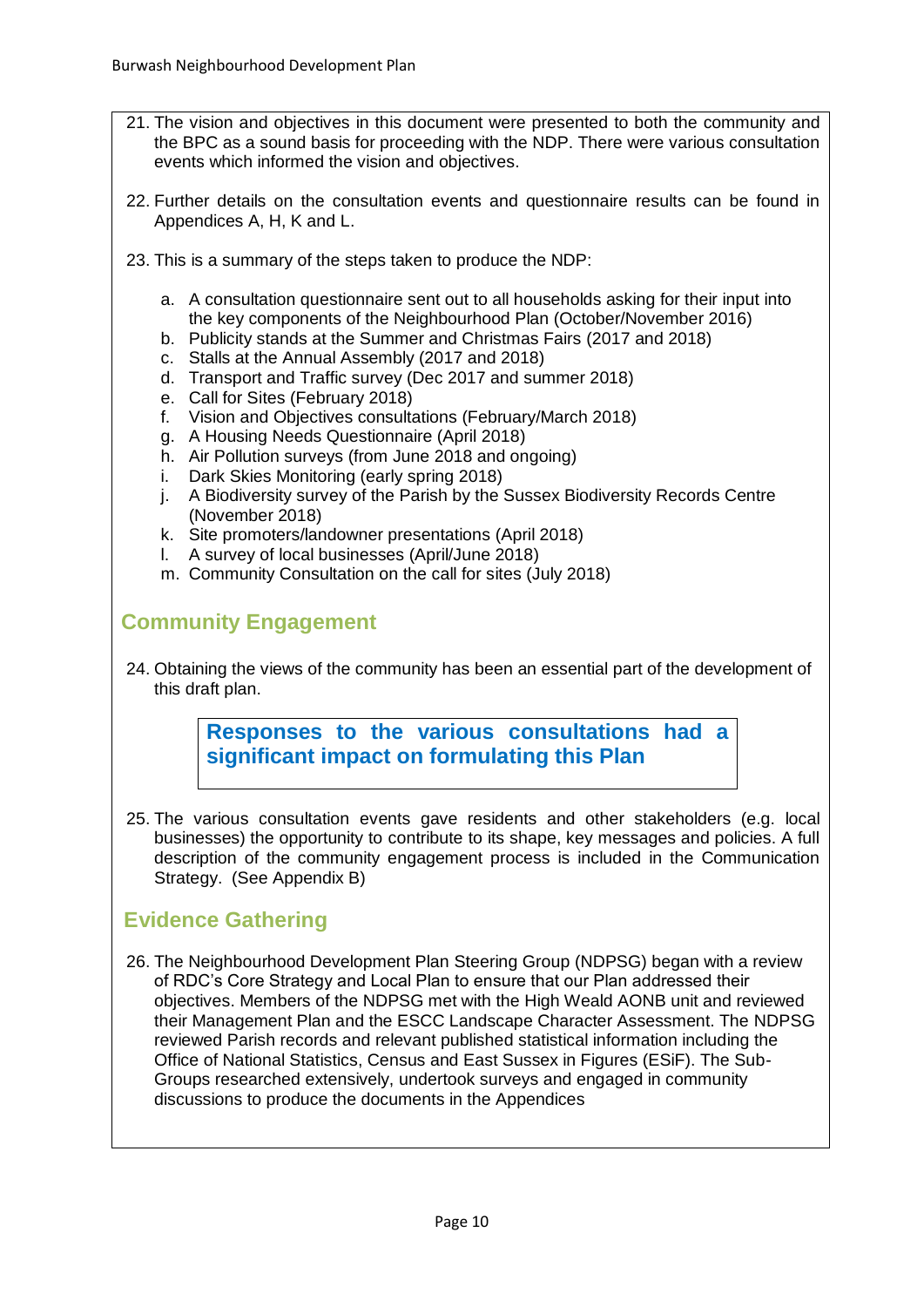21. The vision and objectives in this document were presented to both the community and the BPC as a sound basis for proceeding with the NDP. There were various consultation events which informed the vision and objectives.

22. Further details on the consultation events and questionnaire results can be found in Appendices A, H, K and L.

23. This is a summary of the steps taken to produce the NDP:

    a. A consultation questionnaire sent out to all households asking for their input into the key components of the Neighbourhood Plan (October/November 2016)
    b. Publicity stands at the Summer and Christmas Fairs (2017 and 2018)
    c. Stalls at the Annual Assembly (2017 and 2018)
    d. Transport and Traffic survey (Dec 2017 and summer 2018)
    e. Call for Sites (February 2018)
    f. Vision and Objectives consultations (February/March 2018)
    g. A Housing Needs Questionnaire (April 2018)
    h. Air Pollution surveys (from June 2018 and ongoing)
    i. Dark Skies Monitoring (early spring 2018)
    j. A Biodiversity survey of the Parish by the Sussex Biodiversity Records Centre (November 2018)
    k. Site promoters/landowner presentations (April 2018)
    l. A survey of local businesses (April/June 2018)
    m. Community Consultation on the call for sites (July 2018)

## Community Engagement

24. Obtaining the views of the community has been an essential part of the development of this draft plan.

> **Responses to the various consultations had a significant impact on formulating this Plan**

25. The various consultation events gave residents and other stakeholders (e.g. local businesses) the opportunity to contribute to its shape, key messages and policies. A full description of the community engagement process is included in the Communication Strategy. (See Appendix B)

## Evidence Gathering

26. The Neighbourhood Development Plan Steering Group (NDPSG) began with a review of RDC's Core Strategy and Local Plan to ensure that our Plan addressed their objectives. Members of the NDPSG met with the High Weald AONB unit and reviewed their Management Plan and the ESCC Landscape Character Assessment. The NDPSG reviewed Parish records and relevant published statistical information including the Office of National Statistics, Census and East Sussex in Figures (ESiF). The Sub-Groups researched extensively, undertook surveys and engaged in community discussions to produce the documents in the Appendices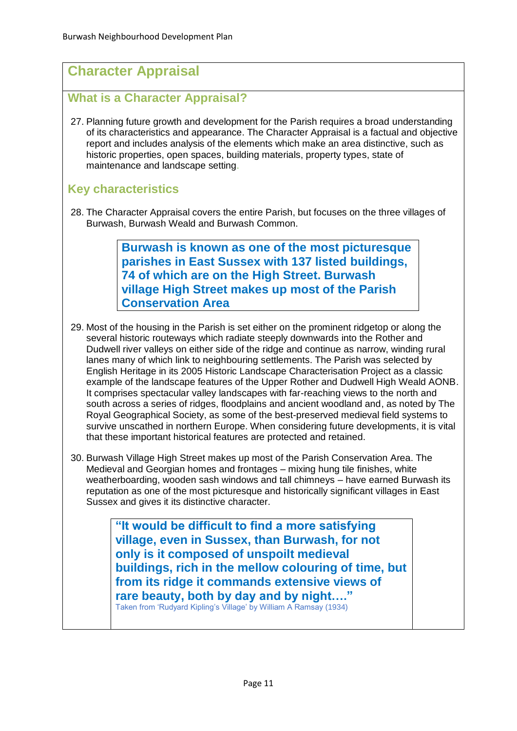## Character Appraisal

### What is a Character Appraisal?

27. Planning future growth and development for the Parish requires a broad understanding of its characteristics and appearance. The Character Appraisal is a factual and objective report and includes analysis of the elements which make an area distinctive, such as historic properties, open spaces, building materials, property types, state of maintenance and landscape setting.

### Key characteristics

28. The Character Appraisal covers the entire Parish, but focuses on the three villages of Burwash, Burwash Weald and Burwash Common.

> **Burwash is known as one of the most picturesque parishes in East Sussex with 137 listed buildings, 74 of which are on the High Street. Burwash village High Street makes up most of the Parish Conservation Area**

29. Most of the housing in the Parish is set either on the prominent ridgetop or along the several historic routeways which radiate steeply downwards into the Rother and Dudwell river valleys on either side of the ridge and continue as narrow, winding rural lanes many of which link to neighbouring settlements. The Parish was selected by English Heritage in its 2005 Historic Landscape Characterisation Project as a classic example of the landscape features of the Upper Rother and Dudwell High Weald AONB. It comprises spectacular valley landscapes with far-reaching views to the north and south across a series of ridges, floodplains and ancient woodland and, as noted by The Royal Geographical Society, as some of the best-preserved medieval field systems to survive unscathed in northern Europe. When considering future developments, it is vital that these important historical features are protected and retained.

30. Burwash Village High Street makes up most of the Parish Conservation Area. The Medieval and Georgian homes and frontages – mixing hung tile finishes, white weatherboarding, wooden sash windows and tall chimneys – have earned Burwash its reputation as one of the most picturesque and historically significant villages in East Sussex and gives it its distinctive character.

> **"It would be difficult to find a more satisfying village, even in Sussex, than Burwash, for not only is it composed of unspoilt medieval buildings, rich in the mellow colouring of time, but from its ridge it commands extensive views of rare beauty, both by day and by night…."**
>
> Taken from 'Rudyard Kipling's Village' by William A Ramsay (1934)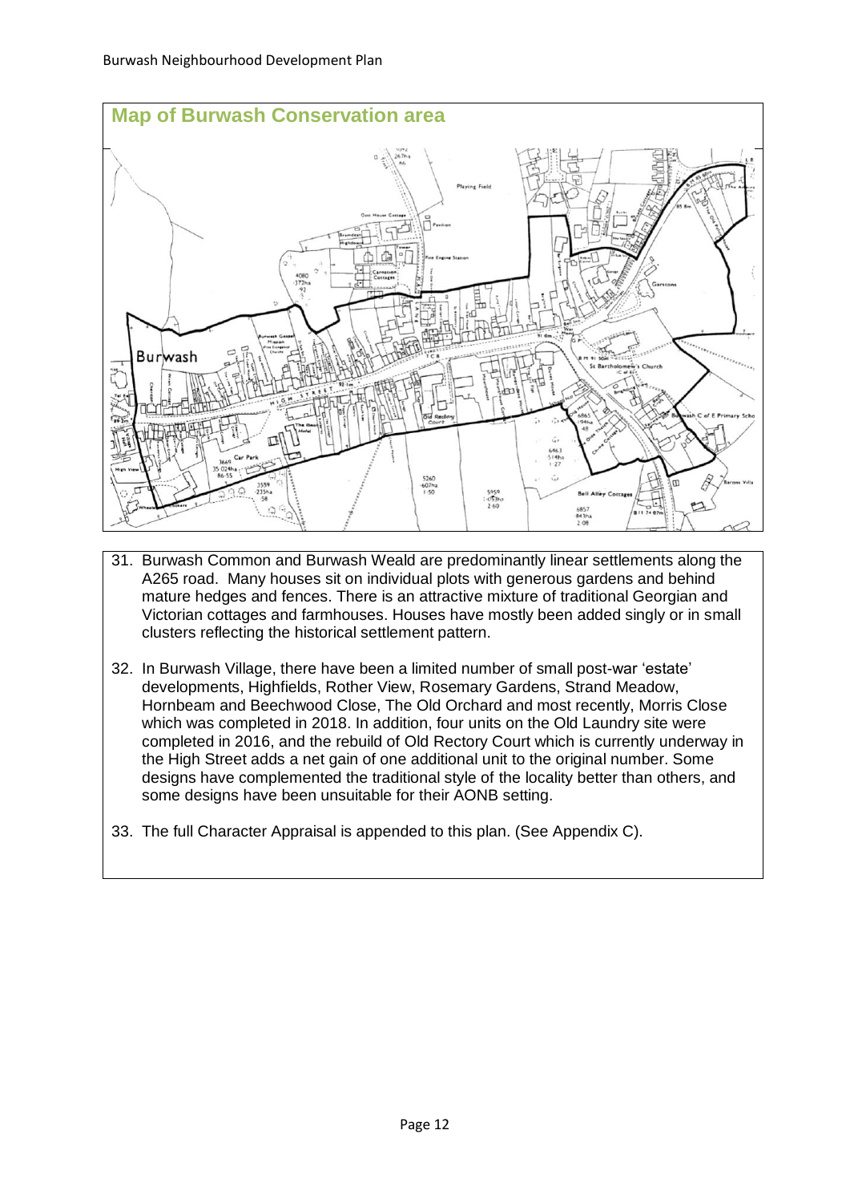## Map of Burwash Conservation area

31. Burwash Common and Burwash Weald are predominantly linear settlements along the A265 road. Many houses sit on individual plots with generous gardens and behind mature hedges and fences. There is an attractive mixture of traditional Georgian and Victorian cottages and farmhouses. Houses have mostly been added singly or in small clusters reflecting the historical settlement pattern.

32. In Burwash Village, there have been a limited number of small post-war 'estate' developments, Highfields, Rother View, Rosemary Gardens, Strand Meadow, Hornbeam and Beechwood Close, The Old Orchard and most recently, Morris Close which was completed in 2018. In addition, four units on the Old Laundry site were completed in 2016, and the rebuild of Old Rectory Court which is currently underway in the High Street adds a net gain of one additional unit to the original number. Some designs have complemented the traditional style of the locality better than others, and some designs have been unsuitable for their AONB setting.

33. The full Character Appraisal is appended to this plan. (See Appendix C).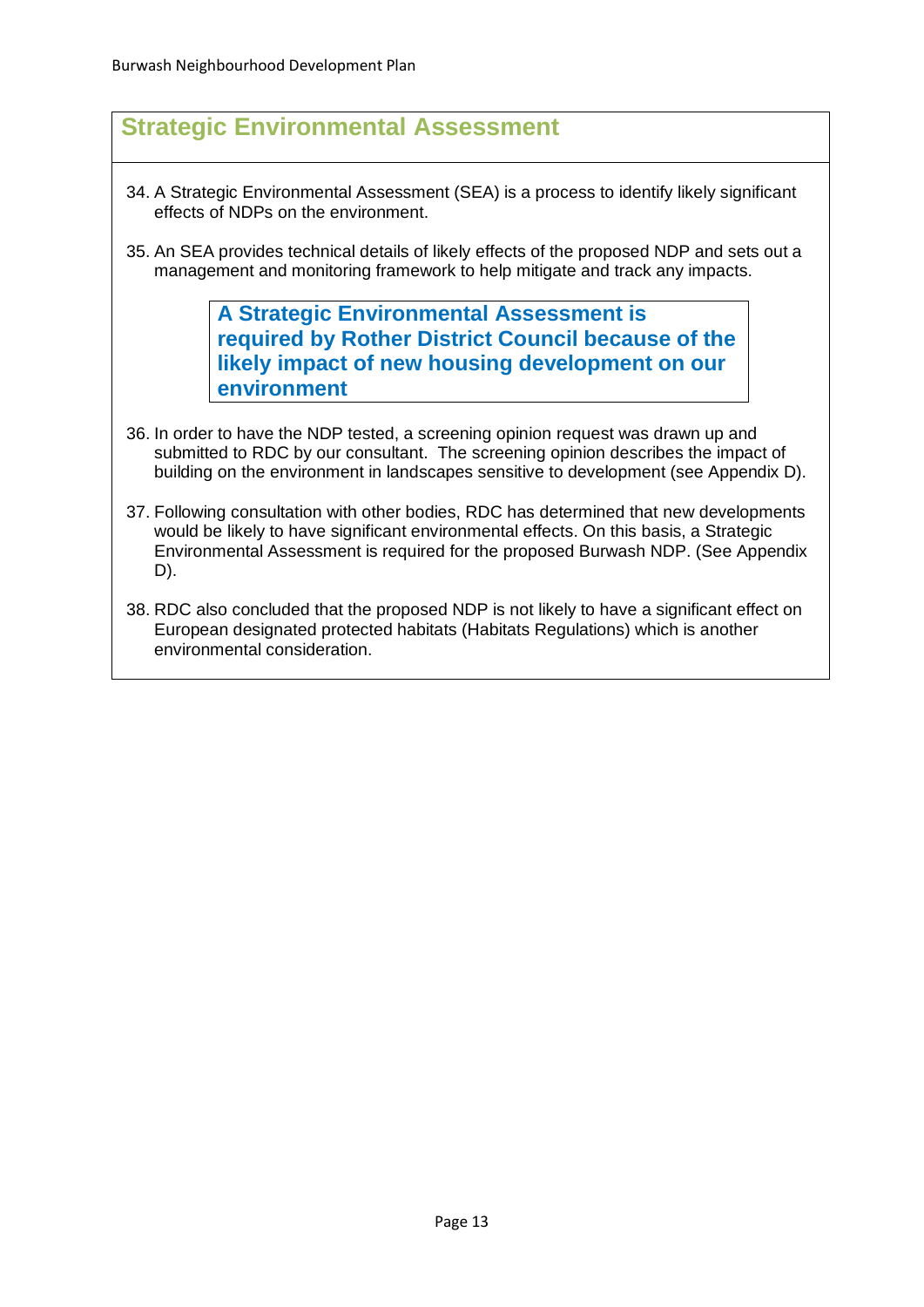## Strategic Environmental Assessment

34. A Strategic Environmental Assessment (SEA) is a process to identify likely significant effects of NDPs on the environment.

35. An SEA provides technical details of likely effects of the proposed NDP and sets out a management and monitoring framework to help mitigate and track any impacts.

> **A Strategic Environmental Assessment is required by Rother District Council because of the likely impact of new housing development on our environment**

36. In order to have the NDP tested, a screening opinion request was drawn up and submitted to RDC by our consultant. The screening opinion describes the impact of building on the environment in landscapes sensitive to development (see Appendix D).

37. Following consultation with other bodies, RDC has determined that new developments would be likely to have significant environmental effects. On this basis, a Strategic Environmental Assessment is required for the proposed Burwash NDP. (See Appendix D).

38. RDC also concluded that the proposed NDP is not likely to have a significant effect on European designated protected habitats (Habitats Regulations) which is another environmental consideration.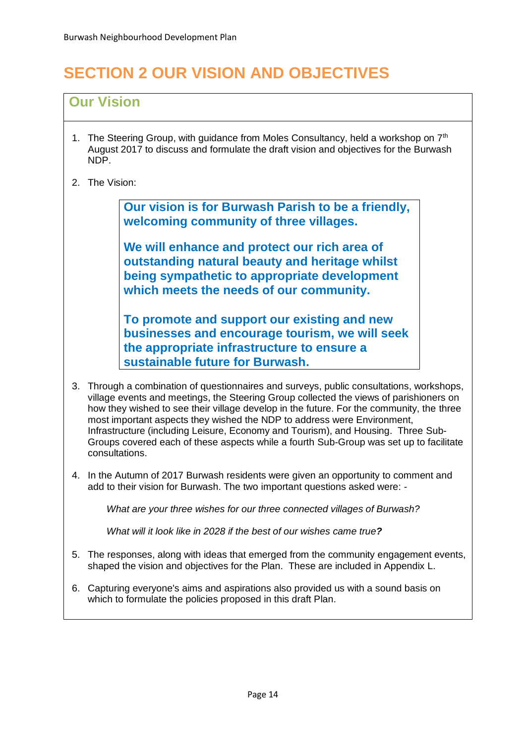# SECTION 2 OUR VISION AND OBJECTIVES

## Our Vision

1. The Steering Group, with guidance from Moles Consultancy, held a workshop on 7th August 2017 to discuss and formulate the draft vision and objectives for the Burwash NDP.

2. The Vision:

> **Our vision is for Burwash Parish to be a friendly, welcoming community of three villages.**
>
> **We will enhance and protect our rich area of outstanding natural beauty and heritage whilst being sympathetic to appropriate development which meets the needs of our community.**
>
> **To promote and support our existing and new businesses and encourage tourism, we will seek the appropriate infrastructure to ensure a sustainable future for Burwash.**

3. Through a combination of questionnaires and surveys, public consultations, workshops, village events and meetings, the Steering Group collected the views of parishioners on how they wished to see their village develop in the future. For the community, the three most important aspects they wished the NDP to address were Environment, Infrastructure (including Leisure, Economy and Tourism), and Housing. Three Sub-Groups covered each of these aspects while a fourth Sub-Group was set up to facilitate consultations.

4. In the Autumn of 2017 Burwash residents were given an opportunity to comment and add to their vision for Burwash. The two important questions asked were: -

   *What are your three wishes for our three connected villages of Burwash?*

   *What will it look like in 2028 if the best of our wishes came true?*

5. The responses, along with ideas that emerged from the community engagement events, shaped the vision and objectives for the Plan. These are included in Appendix L.

6. Capturing everyone's aims and aspirations also provided us with a sound basis on which to formulate the policies proposed in this draft Plan.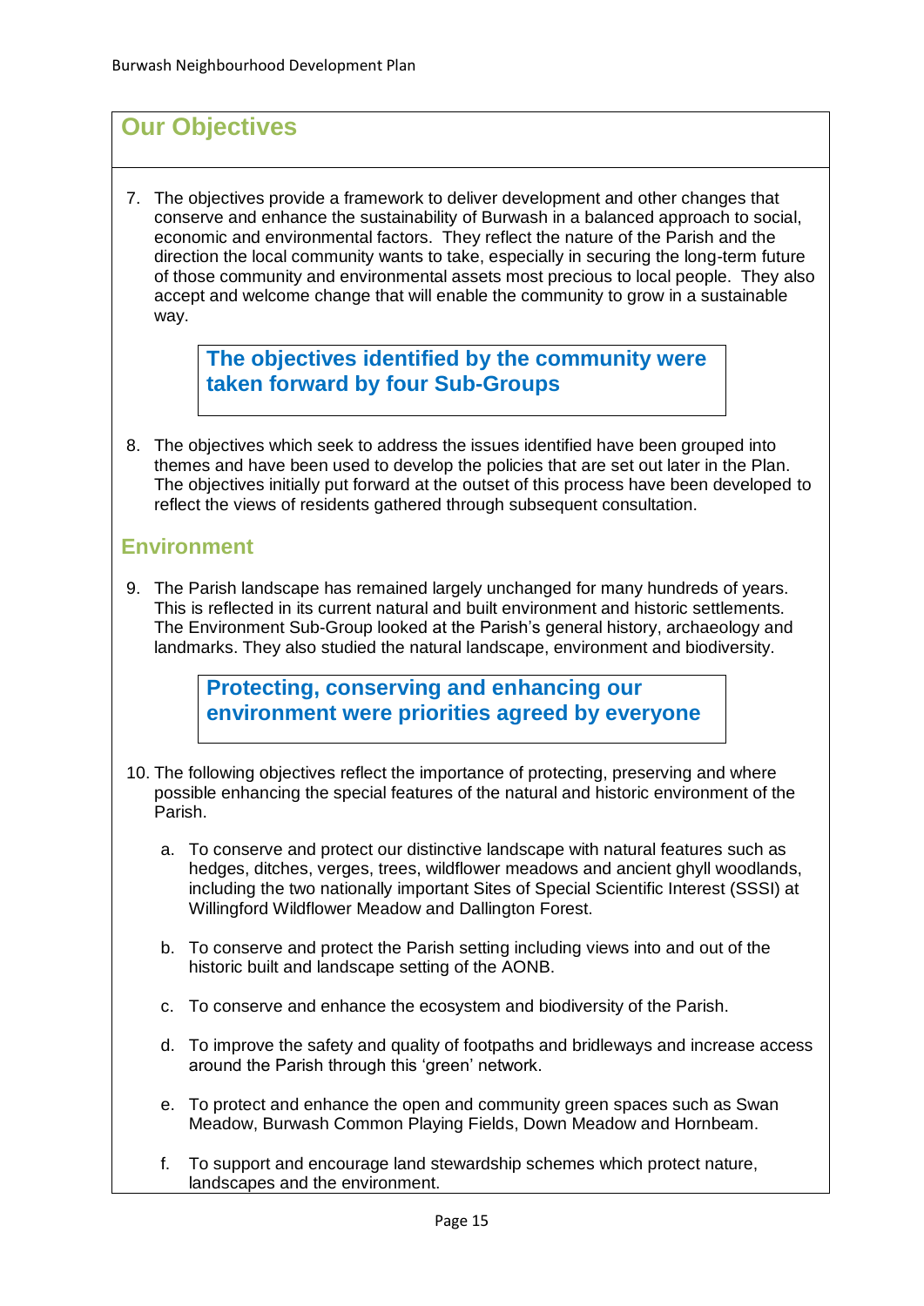## Our Objectives

7. The objectives provide a framework to deliver development and other changes that conserve and enhance the sustainability of Burwash in a balanced approach to social, economic and environmental factors. They reflect the nature of the Parish and the direction the local community wants to take, especially in securing the long-term future of those community and environmental assets most precious to local people. They also accept and welcome change that will enable the community to grow in a sustainable way.

> **The objectives identified by the community were taken forward by four Sub-Groups**

8. The objectives which seek to address the issues identified have been grouped into themes and have been used to develop the policies that are set out later in the Plan. The objectives initially put forward at the outset of this process have been developed to reflect the views of residents gathered through subsequent consultation.

### Environment

9. The Parish landscape has remained largely unchanged for many hundreds of years. This is reflected in its current natural and built environment and historic settlements. The Environment Sub-Group looked at the Parish's general history, archaeology and landmarks. They also studied the natural landscape, environment and biodiversity.

> **Protecting, conserving and enhancing our environment were priorities agreed by everyone**

10. The following objectives reflect the importance of protecting, preserving and where possible enhancing the special features of the natural and historic environment of the Parish.

    a. To conserve and protect our distinctive landscape with natural features such as hedges, ditches, verges, trees, wildflower meadows and ancient ghyll woodlands, including the two nationally important Sites of Special Scientific Interest (SSSI) at Willingford Wildflower Meadow and Dallington Forest.

    b. To conserve and protect the Parish setting including views into and out of the historic built and landscape setting of the AONB.

    c. To conserve and enhance the ecosystem and biodiversity of the Parish.

    d. To improve the safety and quality of footpaths and bridleways and increase access around the Parish through this 'green' network.

    e. To protect and enhance the open and community green spaces such as Swan Meadow, Burwash Common Playing Fields, Down Meadow and Hornbeam.

    f. To support and encourage land stewardship schemes which protect nature, landscapes and the environment.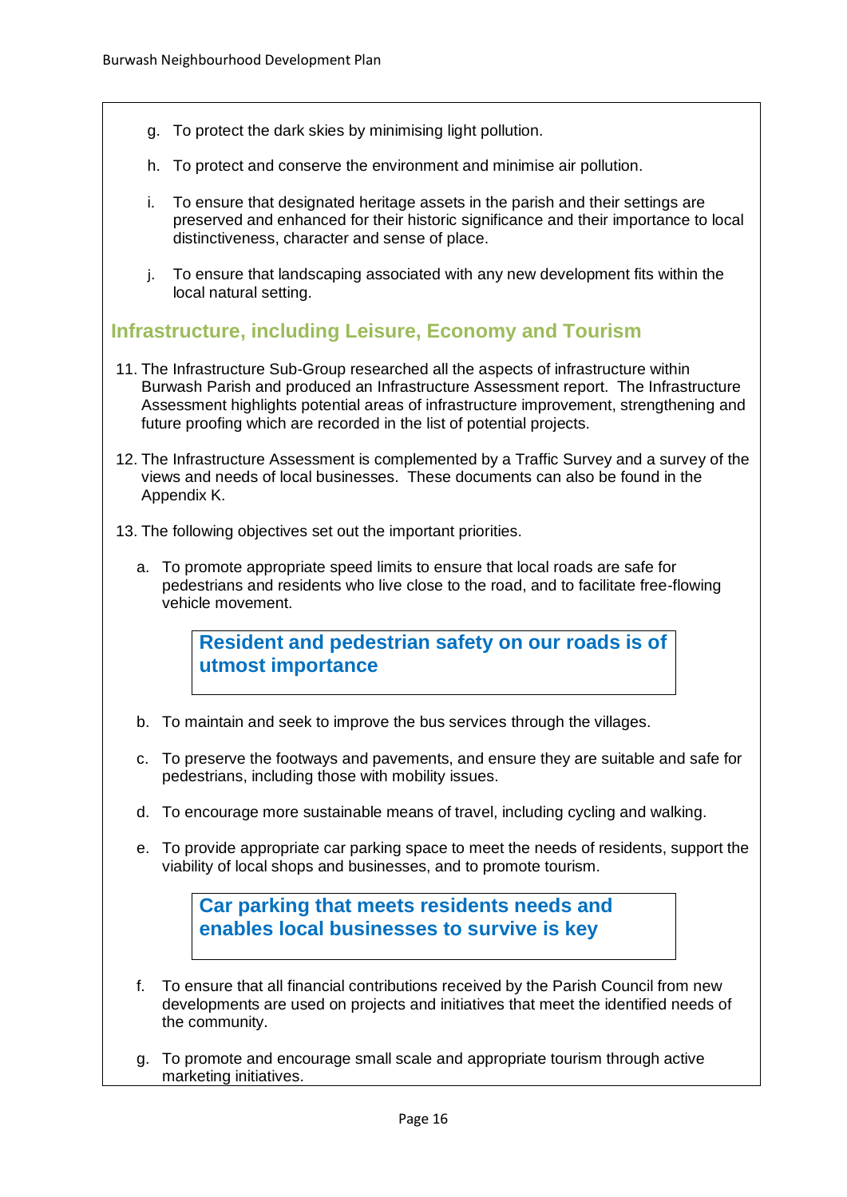g. To protect the dark skies by minimising light pollution.

h. To protect and conserve the environment and minimise air pollution.

i. To ensure that designated heritage assets in the parish and their settings are preserved and enhanced for their historic significance and their importance to local distinctiveness, character and sense of place.

j. To ensure that landscaping associated with any new development fits within the local natural setting.

## Infrastructure, including Leisure, Economy and Tourism

11. The Infrastructure Sub-Group researched all the aspects of infrastructure within Burwash Parish and produced an Infrastructure Assessment report. The Infrastructure Assessment highlights potential areas of infrastructure improvement, strengthening and future proofing which are recorded in the list of potential projects.

12. The Infrastructure Assessment is complemented by a Traffic Survey and a survey of the views and needs of local businesses. These documents can also be found in the Appendix K.

13. The following objectives set out the important priorities.

a. To promote appropriate speed limits to ensure that local roads are safe for pedestrians and residents who live close to the road, and to facilitate free-flowing vehicle movement.

> **Resident and pedestrian safety on our roads is of utmost importance**

b. To maintain and seek to improve the bus services through the villages.

c. To preserve the footways and pavements, and ensure they are suitable and safe for pedestrians, including those with mobility issues.

d. To encourage more sustainable means of travel, including cycling and walking.

e. To provide appropriate car parking space to meet the needs of residents, support the viability of local shops and businesses, and to promote tourism.

> **Car parking that meets residents needs and enables local businesses to survive is key**

f. To ensure that all financial contributions received by the Parish Council from new developments are used on projects and initiatives that meet the identified needs of the community.

g. To promote and encourage small scale and appropriate tourism through active marketing initiatives.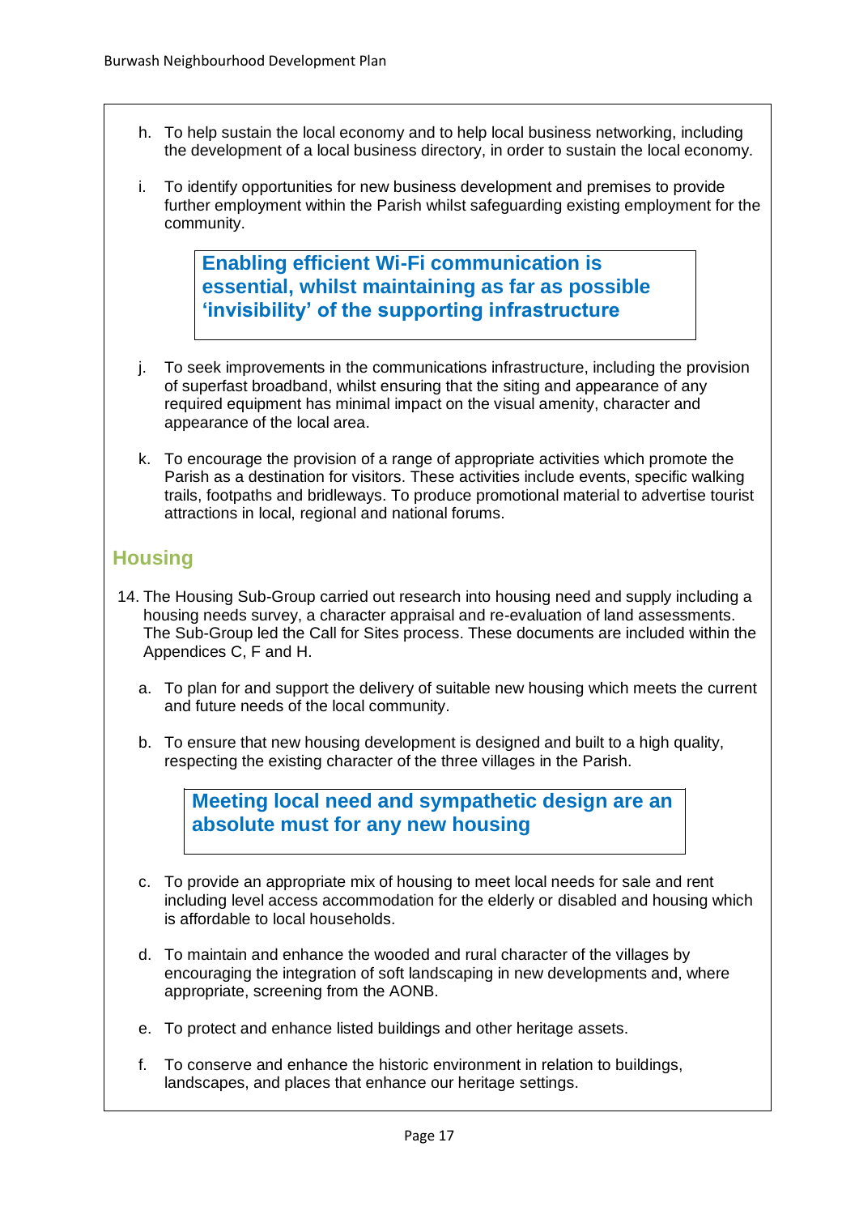h. To help sustain the local economy and to help local business networking, including the development of a local business directory, in order to sustain the local economy.

i. To identify opportunities for new business development and premises to provide further employment within the Parish whilst safeguarding existing employment for the community.

> **Enabling efficient Wi-Fi communication is essential, whilst maintaining as far as possible 'invisibility' of the supporting infrastructure**

j. To seek improvements in the communications infrastructure, including the provision of superfast broadband, whilst ensuring that the siting and appearance of any required equipment has minimal impact on the visual amenity, character and appearance of the local area.

k. To encourage the provision of a range of appropriate activities which promote the Parish as a destination for visitors. These activities include events, specific walking trails, footpaths and bridleways. To produce promotional material to advertise tourist attractions in local, regional and national forums.

## Housing

14. The Housing Sub-Group carried out research into housing need and supply including a housing needs survey, a character appraisal and re-evaluation of land assessments. The Sub-Group led the Call for Sites process. These documents are included within the Appendices C, F and H.

a. To plan for and support the delivery of suitable new housing which meets the current and future needs of the local community.

b. To ensure that new housing development is designed and built to a high quality, respecting the existing character of the three villages in the Parish.

> **Meeting local need and sympathetic design are an absolute must for any new housing**

c. To provide an appropriate mix of housing to meet local needs for sale and rent including level access accommodation for the elderly or disabled and housing which is affordable to local households.

d. To maintain and enhance the wooded and rural character of the villages by encouraging the integration of soft landscaping in new developments and, where appropriate, screening from the AONB.

e. To protect and enhance listed buildings and other heritage assets.

f. To conserve and enhance the historic environment in relation to buildings, landscapes, and places that enhance our heritage settings.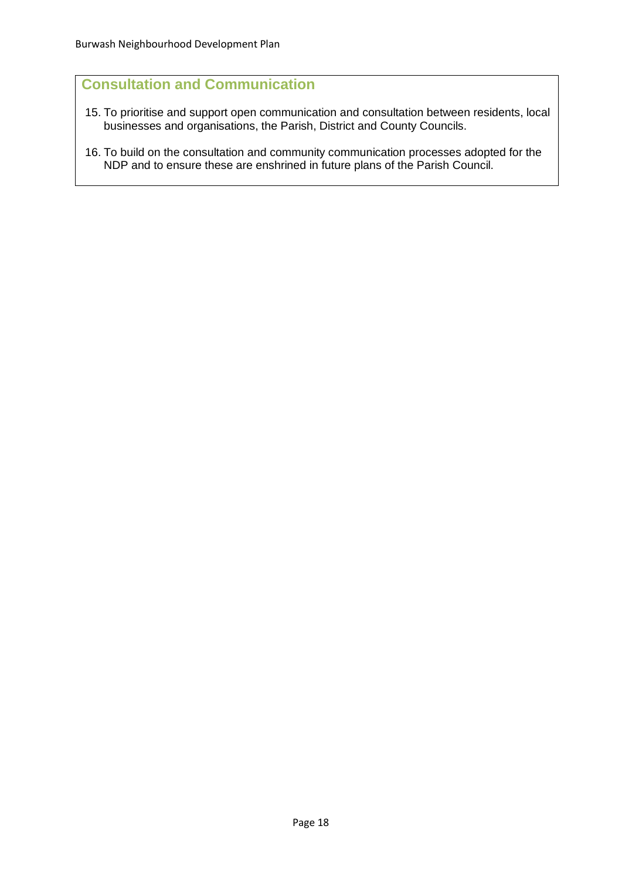## Consultation and Communication

15. To prioritise and support open communication and consultation between residents, local businesses and organisations, the Parish, District and County Councils.
16. To build on the consultation and community communication processes adopted for the NDP and to ensure these are enshrined in future plans of the Parish Council.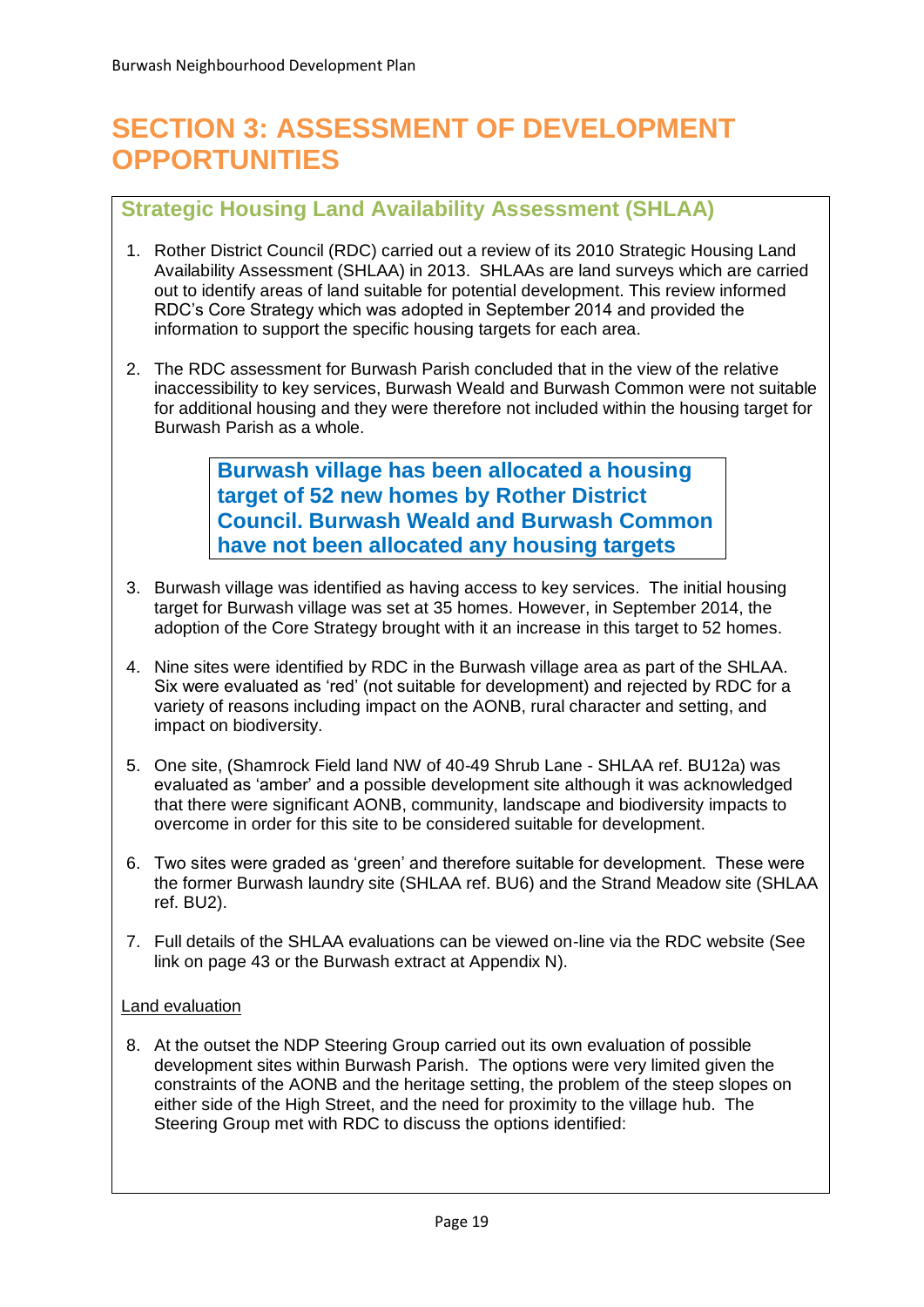# SECTION 3: ASSESSMENT OF DEVELOPMENT OPPORTUNITIES

## Strategic Housing Land Availability Assessment (SHLAA)

1. Rother District Council (RDC) carried out a review of its 2010 Strategic Housing Land Availability Assessment (SHLAA) in 2013. SHLAAs are land surveys which are carried out to identify areas of land suitable for potential development. This review informed RDC's Core Strategy which was adopted in September 2014 and provided the information to support the specific housing targets for each area.

2. The RDC assessment for Burwash Parish concluded that in the view of the relative inaccessibility to key services, Burwash Weald and Burwash Common were not suitable for additional housing and they were therefore not included within the housing target for Burwash Parish as a whole.

**Burwash village has been allocated a housing target of 52 new homes by Rother District Council. Burwash Weald and Burwash Common have not been allocated any housing targets**

3. Burwash village was identified as having access to key services. The initial housing target for Burwash village was set at 35 homes. However, in September 2014, the adoption of the Core Strategy brought with it an increase in this target to 52 homes.

4. Nine sites were identified by RDC in the Burwash village area as part of the SHLAA. Six were evaluated as 'red' (not suitable for development) and rejected by RDC for a variety of reasons including impact on the AONB, rural character and setting, and impact on biodiversity.

5. One site, (Shamrock Field land NW of 40-49 Shrub Lane - SHLAA ref. BU12a) was evaluated as 'amber' and a possible development site although it was acknowledged that there were significant AONB, community, landscape and biodiversity impacts to overcome in order for this site to be considered suitable for development.

6. Two sites were graded as 'green' and therefore suitable for development. These were the former Burwash laundry site (SHLAA ref. BU6) and the Strand Meadow site (SHLAA ref. BU2).

7. Full details of the SHLAA evaluations can be viewed on-line via the RDC website (See link on page 43 or the Burwash extract at Appendix N).

<u>Land evaluation</u>

8. At the outset the NDP Steering Group carried out its own evaluation of possible development sites within Burwash Parish. The options were very limited given the constraints of the AONB and the heritage setting, the problem of the steep slopes on either side of the High Street, and the need for proximity to the village hub. The Steering Group met with RDC to discuss the options identified: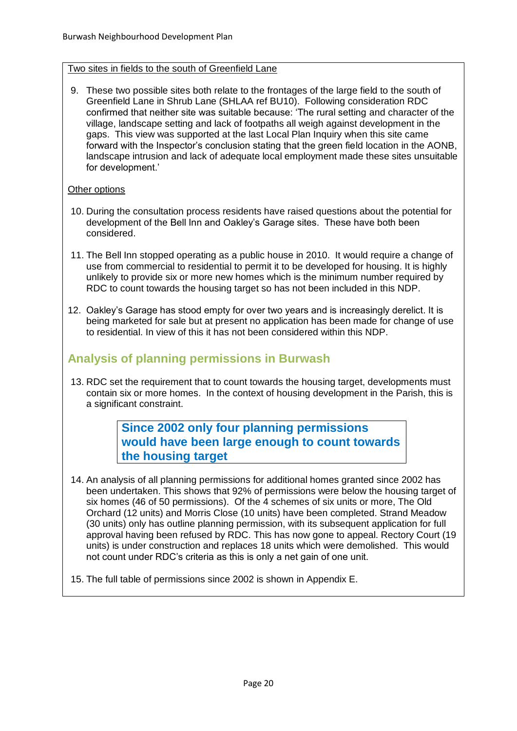Two sites in fields to the south of Greenfield Lane

9. These two possible sites both relate to the frontages of the large field to the south of Greenfield Lane in Shrub Lane (SHLAA ref BU10). Following consideration RDC confirmed that neither site was suitable because: 'The rural setting and character of the village, landscape setting and lack of footpaths all weigh against development in the gaps. This view was supported at the last Local Plan Inquiry when this site came forward with the Inspector's conclusion stating that the green field location in the AONB, landscape intrusion and lack of adequate local employment made these sites unsuitable for development.'

Other options

10. During the consultation process residents have raised questions about the potential for development of the Bell Inn and Oakley's Garage sites. These have both been considered.

11. The Bell Inn stopped operating as a public house in 2010. It would require a change of use from commercial to residential to permit it to be developed for housing. It is highly unlikely to provide six or more new homes which is the minimum number required by RDC to count towards the housing target so has not been included in this NDP.

12. Oakley's Garage has stood empty for over two years and is increasingly derelict. It is being marketed for sale but at present no application has been made for change of use to residential. In view of this it has not been considered within this NDP.

## Analysis of planning permissions in Burwash

13. RDC set the requirement that to count towards the housing target, developments must contain six or more homes. In the context of housing development in the Parish, this is a significant constraint.

**Since 2002 only four planning permissions would have been large enough to count towards the housing target**

14. An analysis of all planning permissions for additional homes granted since 2002 has been undertaken. This shows that 92% of permissions were below the housing target of six homes (46 of 50 permissions). Of the 4 schemes of six units or more, The Old Orchard (12 units) and Morris Close (10 units) have been completed. Strand Meadow (30 units) only has outline planning permission, with its subsequent application for full approval having been refused by RDC. This has now gone to appeal. Rectory Court (19 units) is under construction and replaces 18 units which were demolished. This would not count under RDC's criteria as this is only a net gain of one unit.

15. The full table of permissions since 2002 is shown in Appendix E.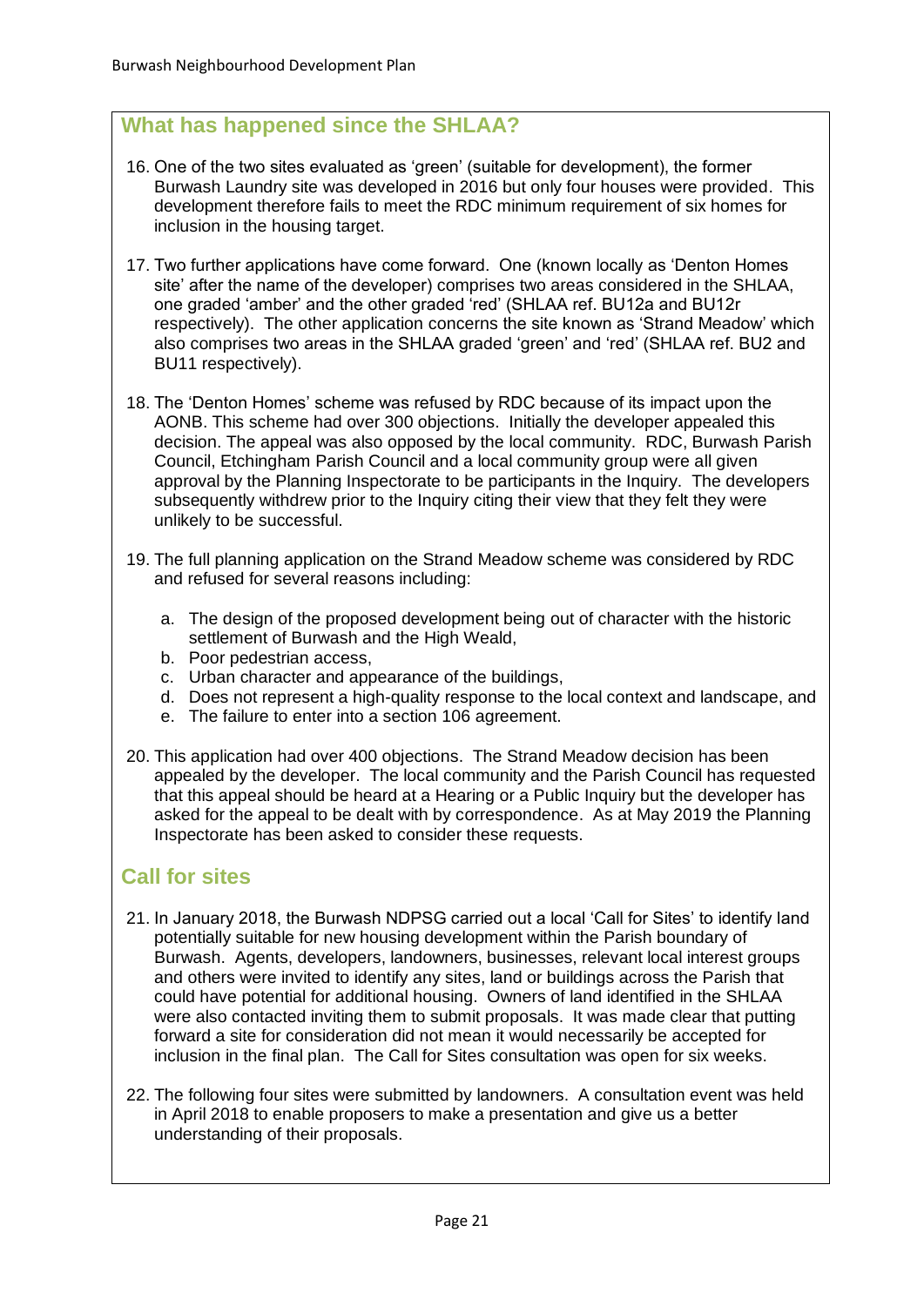## What has happened since the SHLAA?

16. One of the two sites evaluated as 'green' (suitable for development), the former Burwash Laundry site was developed in 2016 but only four houses were provided. This development therefore fails to meet the RDC minimum requirement of six homes for inclusion in the housing target.

17. Two further applications have come forward. One (known locally as 'Denton Homes site' after the name of the developer) comprises two areas considered in the SHLAA, one graded 'amber' and the other graded 'red' (SHLAA ref. BU12a and BU12r respectively). The other application concerns the site known as 'Strand Meadow' which also comprises two areas in the SHLAA graded 'green' and 'red' (SHLAA ref. BU2 and BU11 respectively).

18. The 'Denton Homes' scheme was refused by RDC because of its impact upon the AONB. This scheme had over 300 objections. Initially the developer appealed this decision. The appeal was also opposed by the local community. RDC, Burwash Parish Council, Etchingham Parish Council and a local community group were all given approval by the Planning Inspectorate to be participants in the Inquiry. The developers subsequently withdrew prior to the Inquiry citing their view that they felt they were unlikely to be successful.

19. The full planning application on the Strand Meadow scheme was considered by RDC and refused for several reasons including:

    a. The design of the proposed development being out of character with the historic settlement of Burwash and the High Weald,
    b. Poor pedestrian access,
    c. Urban character and appearance of the buildings,
    d. Does not represent a high-quality response to the local context and landscape, and
    e. The failure to enter into a section 106 agreement.

20. This application had over 400 objections. The Strand Meadow decision has been appealed by the developer. The local community and the Parish Council has requested that this appeal should be heard at a Hearing or a Public Inquiry but the developer has asked for the appeal to be dealt with by correspondence. As at May 2019 the Planning Inspectorate has been asked to consider these requests.

## Call for sites

21. In January 2018, the Burwash NDPSG carried out a local 'Call for Sites' to identify land potentially suitable for new housing development within the Parish boundary of Burwash. Agents, developers, landowners, businesses, relevant local interest groups and others were invited to identify any sites, land or buildings across the Parish that could have potential for additional housing. Owners of land identified in the SHLAA were also contacted inviting them to submit proposals. It was made clear that putting forward a site for consideration did not mean it would necessarily be accepted for inclusion in the final plan. The Call for Sites consultation was open for six weeks.

22. The following four sites were submitted by landowners. A consultation event was held in April 2018 to enable proposers to make a presentation and give us a better understanding of their proposals.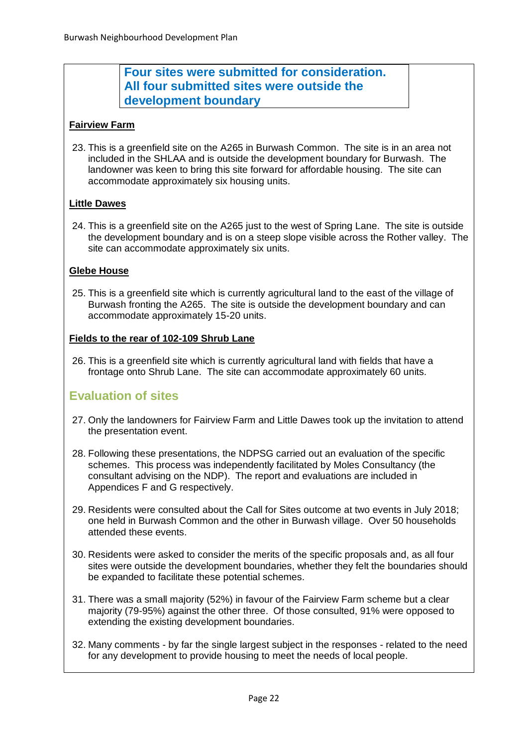**Four sites were submitted for consideration. All four submitted sites were outside the development boundary**

**Fairview Farm**

23. This is a greenfield site on the A265 in Burwash Common. The site is in an area not included in the SHLAA and is outside the development boundary for Burwash. The landowner was keen to bring this site forward for affordable housing. The site can accommodate approximately six housing units.

**Little Dawes**

24. This is a greenfield site on the A265 just to the west of Spring Lane. The site is outside the development boundary and is on a steep slope visible across the Rother valley. The site can accommodate approximately six units.

**Glebe House**

25. This is a greenfield site which is currently agricultural land to the east of the village of Burwash fronting the A265. The site is outside the development boundary and can accommodate approximately 15-20 units.

**Fields to the rear of 102-109 Shrub Lane**

26. This is a greenfield site which is currently agricultural land with fields that have a frontage onto Shrub Lane. The site can accommodate approximately 60 units.

## Evaluation of sites

27. Only the landowners for Fairview Farm and Little Dawes took up the invitation to attend the presentation event.

28. Following these presentations, the NDPSG carried out an evaluation of the specific schemes. This process was independently facilitated by Moles Consultancy (the consultant advising on the NDP). The report and evaluations are included in Appendices F and G respectively.

29. Residents were consulted about the Call for Sites outcome at two events in July 2018; one held in Burwash Common and the other in Burwash village. Over 50 households attended these events.

30. Residents were asked to consider the merits of the specific proposals and, as all four sites were outside the development boundaries, whether they felt the boundaries should be expanded to facilitate these potential schemes.

31. There was a small majority (52%) in favour of the Fairview Farm scheme but a clear majority (79-95%) against the other three. Of those consulted, 91% were opposed to extending the existing development boundaries.

32. Many comments - by far the single largest subject in the responses - related to the need for any development to provide housing to meet the needs of local people.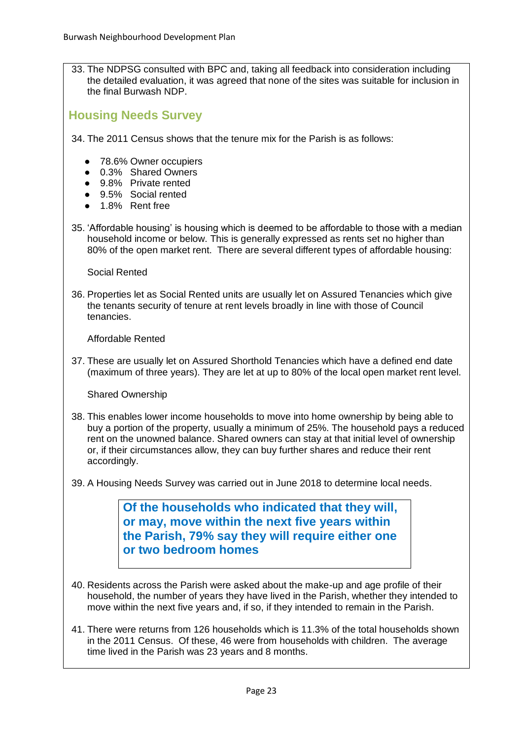33. The NDPSG consulted with BPC and, taking all feedback into consideration including the detailed evaluation, it was agreed that none of the sites was suitable for inclusion in the final Burwash NDP.

## Housing Needs Survey

34. The 2011 Census shows that the tenure mix for the Parish is as follows:

- 78.6% Owner occupiers
- 0.3% Shared Owners
- 9.8% Private rented
- 9.5% Social rented
- 1.8% Rent free

35. 'Affordable housing' is housing which is deemed to be affordable to those with a median household income or below. This is generally expressed as rents set no higher than 80% of the open market rent. There are several different types of affordable housing:

Social Rented

36. Properties let as Social Rented units are usually let on Assured Tenancies which give the tenants security of tenure at rent levels broadly in line with those of Council tenancies.

Affordable Rented

37. These are usually let on Assured Shorthold Tenancies which have a defined end date (maximum of three years). They are let at up to 80% of the local open market rent level.

Shared Ownership

38. This enables lower income households to move into home ownership by being able to buy a portion of the property, usually a minimum of 25%. The household pays a reduced rent on the unowned balance. Shared owners can stay at that initial level of ownership or, if their circumstances allow, they can buy further shares and reduce their rent accordingly.

39. A Housing Needs Survey was carried out in June 2018 to determine local needs.

> **Of the households who indicated that they will, or may, move within the next five years within the Parish, 79% say they will require either one or two bedroom homes**

40. Residents across the Parish were asked about the make-up and age profile of their household, the number of years they have lived in the Parish, whether they intended to move within the next five years and, if so, if they intended to remain in the Parish.

41. There were returns from 126 households which is 11.3% of the total households shown in the 2011 Census. Of these, 46 were from households with children. The average time lived in the Parish was 23 years and 8 months.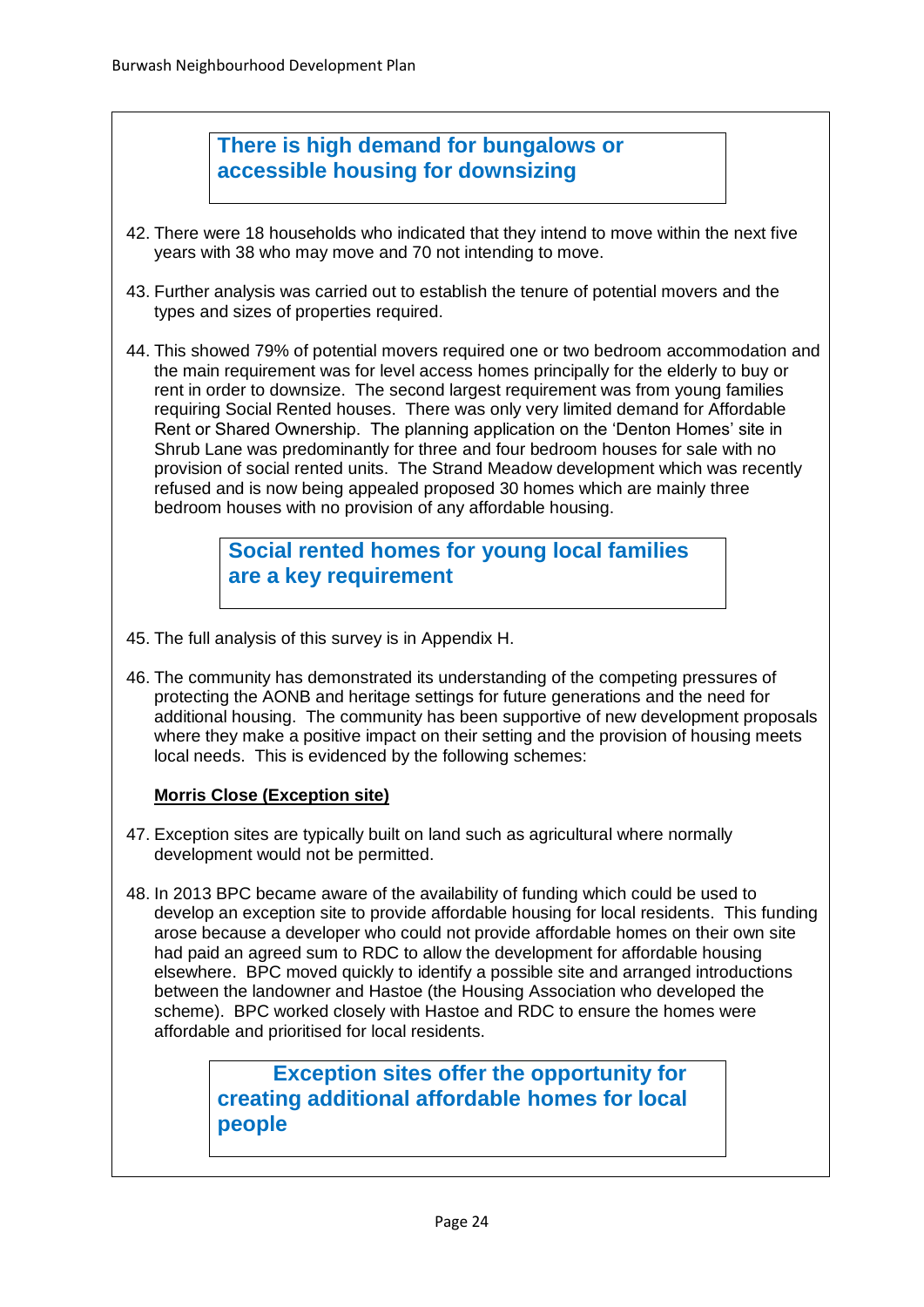**There is high demand for bungalows or accessible housing for downsizing**

42. There were 18 households who indicated that they intend to move within the next five years with 38 who may move and 70 not intending to move.

43. Further analysis was carried out to establish the tenure of potential movers and the types and sizes of properties required.

44. This showed 79% of potential movers required one or two bedroom accommodation and the main requirement was for level access homes principally for the elderly to buy or rent in order to downsize. The second largest requirement was from young families requiring Social Rented houses. There was only very limited demand for Affordable Rent or Shared Ownership. The planning application on the 'Denton Homes' site in Shrub Lane was predominantly for three and four bedroom houses for sale with no provision of social rented units. The Strand Meadow development which was recently refused and is now being appealed proposed 30 homes which are mainly three bedroom houses with no provision of any affordable housing.

**Social rented homes for young local families are a key requirement**

45. The full analysis of this survey is in Appendix H.

46. The community has demonstrated its understanding of the competing pressures of protecting the AONB and heritage settings for future generations and the need for additional housing. The community has been supportive of new development proposals where they make a positive impact on their setting and the provision of housing meets local needs. This is evidenced by the following schemes:

**Morris Close (Exception site)**

47. Exception sites are typically built on land such as agricultural where normally development would not be permitted.

48. In 2013 BPC became aware of the availability of funding which could be used to develop an exception site to provide affordable housing for local residents. This funding arose because a developer who could not provide affordable homes on their own site had paid an agreed sum to RDC to allow the development for affordable housing elsewhere. BPC moved quickly to identify a possible site and arranged introductions between the landowner and Hastoe (the Housing Association who developed the scheme). BPC worked closely with Hastoe and RDC to ensure the homes were affordable and prioritised for local residents.

**Exception sites offer the opportunity for creating additional affordable homes for local people**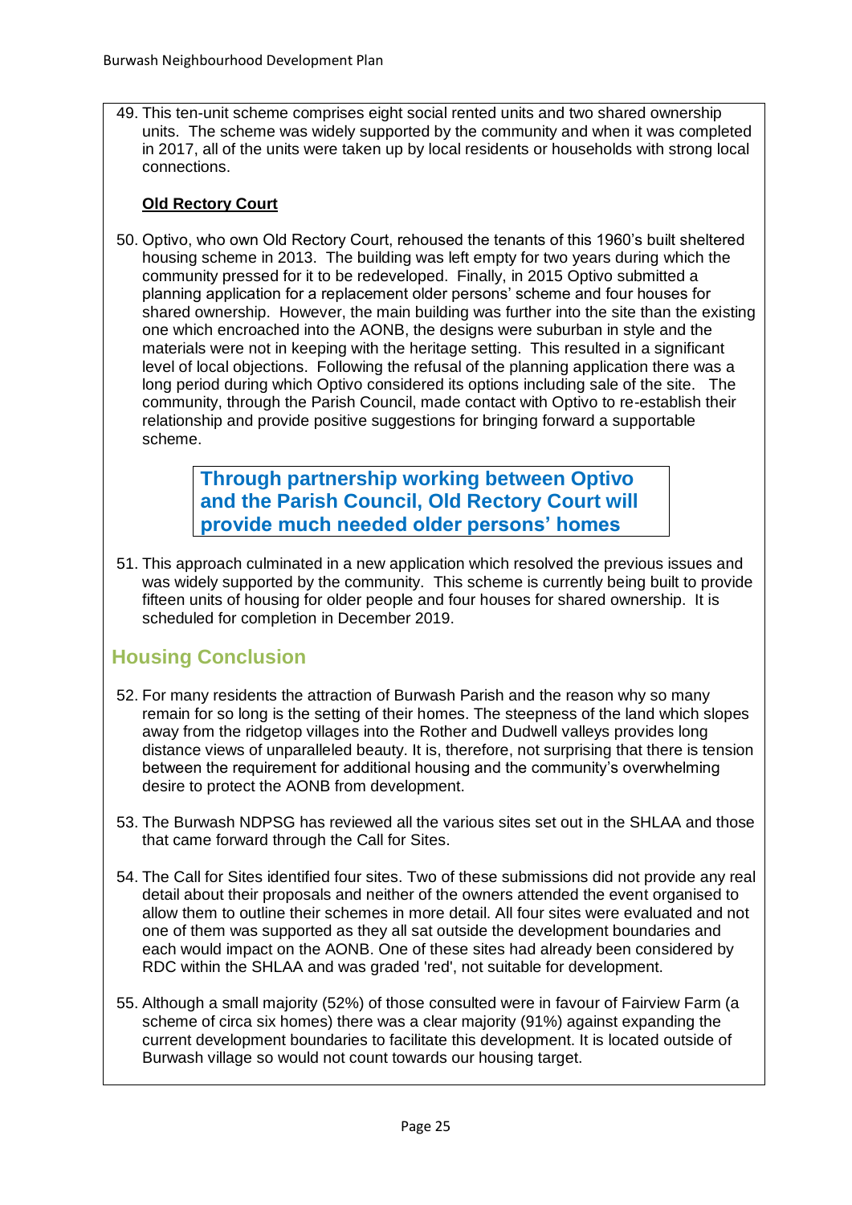49. This ten-unit scheme comprises eight social rented units and two shared ownership units. The scheme was widely supported by the community and when it was completed in 2017, all of the units were taken up by local residents or households with strong local connections.

**Old Rectory Court**

50. Optivo, who own Old Rectory Court, rehoused the tenants of this 1960's built sheltered housing scheme in 2013. The building was left empty for two years during which the community pressed for it to be redeveloped. Finally, in 2015 Optivo submitted a planning application for a replacement older persons' scheme and four houses for shared ownership. However, the main building was further into the site than the existing one which encroached into the AONB, the designs were suburban in style and the materials were not in keeping with the heritage setting. This resulted in a significant level of local objections. Following the refusal of the planning application there was a long period during which Optivo considered its options including sale of the site. The community, through the Parish Council, made contact with Optivo to re-establish their relationship and provide positive suggestions for bringing forward a supportable scheme.

> **Through partnership working between Optivo and the Parish Council, Old Rectory Court will provide much needed older persons' homes**

51. This approach culminated in a new application which resolved the previous issues and was widely supported by the community. This scheme is currently being built to provide fifteen units of housing for older people and four houses for shared ownership. It is scheduled for completion in December 2019.

## Housing Conclusion

52. For many residents the attraction of Burwash Parish and the reason why so many remain for so long is the setting of their homes. The steepness of the land which slopes away from the ridgetop villages into the Rother and Dudwell valleys provides long distance views of unparalleled beauty. It is, therefore, not surprising that there is tension between the requirement for additional housing and the community's overwhelming desire to protect the AONB from development.

53. The Burwash NDPSG has reviewed all the various sites set out in the SHLAA and those that came forward through the Call for Sites.

54. The Call for Sites identified four sites. Two of these submissions did not provide any real detail about their proposals and neither of the owners attended the event organised to allow them to outline their schemes in more detail. All four sites were evaluated and not one of them was supported as they all sat outside the development boundaries and each would impact on the AONB. One of these sites had already been considered by RDC within the SHLAA and was graded 'red', not suitable for development.

55. Although a small majority (52%) of those consulted were in favour of Fairview Farm (a scheme of circa six homes) there was a clear majority (91%) against expanding the current development boundaries to facilitate this development. It is located outside of Burwash village so would not count towards our housing target.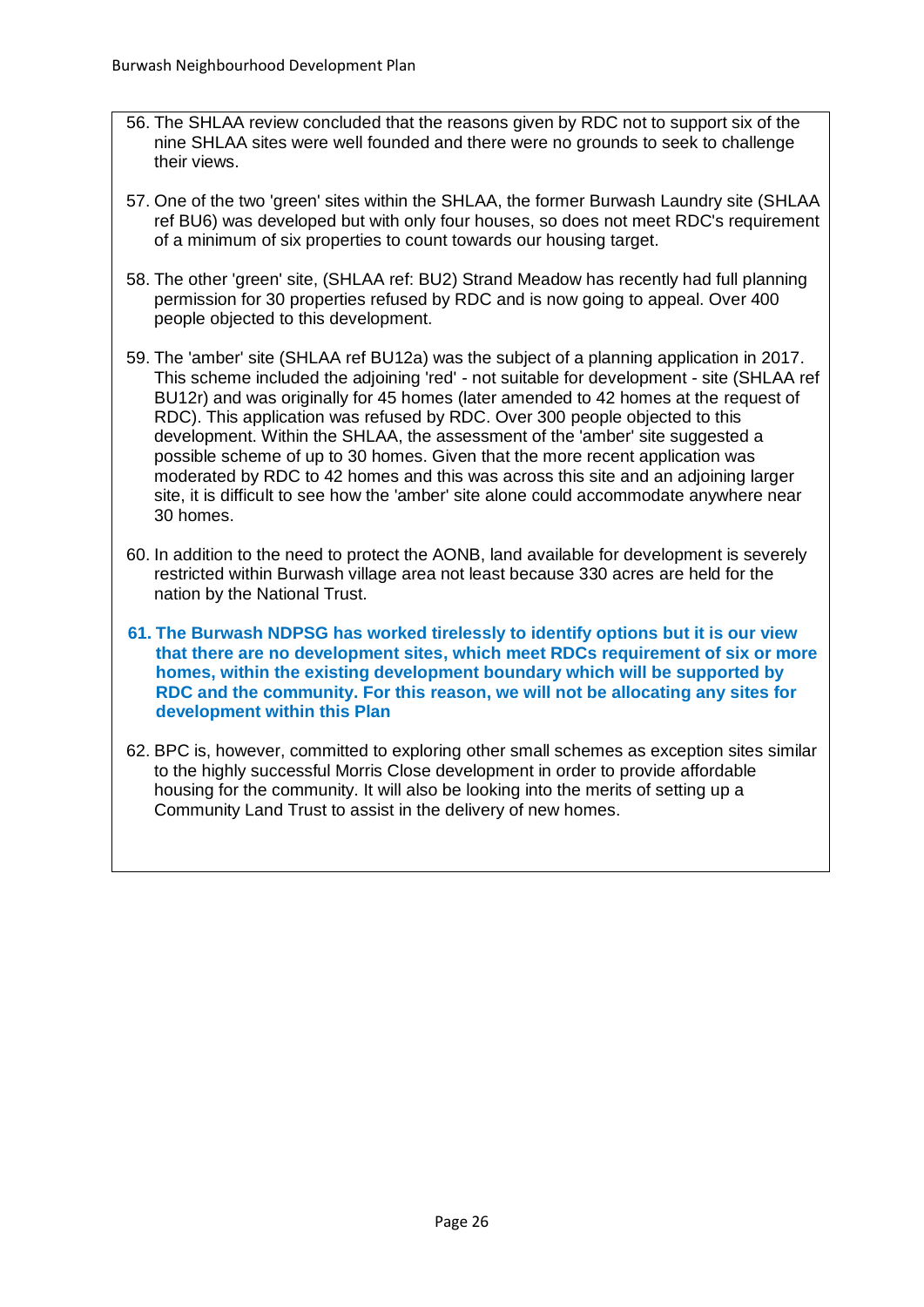56. The SHLAA review concluded that the reasons given by RDC not to support six of the nine SHLAA sites were well founded and there were no grounds to seek to challenge their views.

57. One of the two 'green' sites within the SHLAA, the former Burwash Laundry site (SHLAA ref BU6) was developed but with only four houses, so does not meet RDC's requirement of a minimum of six properties to count towards our housing target.

58. The other 'green' site, (SHLAA ref: BU2) Strand Meadow has recently had full planning permission for 30 properties refused by RDC and is now going to appeal. Over 400 people objected to this development.

59. The 'amber' site (SHLAA ref BU12a) was the subject of a planning application in 2017. This scheme included the adjoining 'red' - not suitable for development - site (SHLAA ref BU12r) and was originally for 45 homes (later amended to 42 homes at the request of RDC). This application was refused by RDC. Over 300 people objected to this development. Within the SHLAA, the assessment of the 'amber' site suggested a possible scheme of up to 30 homes. Given that the more recent application was moderated by RDC to 42 homes and this was across this site and an adjoining larger site, it is difficult to see how the 'amber' site alone could accommodate anywhere near 30 homes.

60. In addition to the need to protect the AONB, land available for development is severely restricted within Burwash village area not least because 330 acres are held for the nation by the National Trust.

61. **The Burwash NDPSG has worked tirelessly to identify options but it is our view that there are no development sites, which meet RDCs requirement of six or more homes, within the existing development boundary which will be supported by RDC and the community. For this reason, we will not be allocating any sites for development within this Plan**

62. BPC is, however, committed to exploring other small schemes as exception sites similar to the highly successful Morris Close development in order to provide affordable housing for the community. It will also be looking into the merits of setting up a Community Land Trust to assist in the delivery of new homes.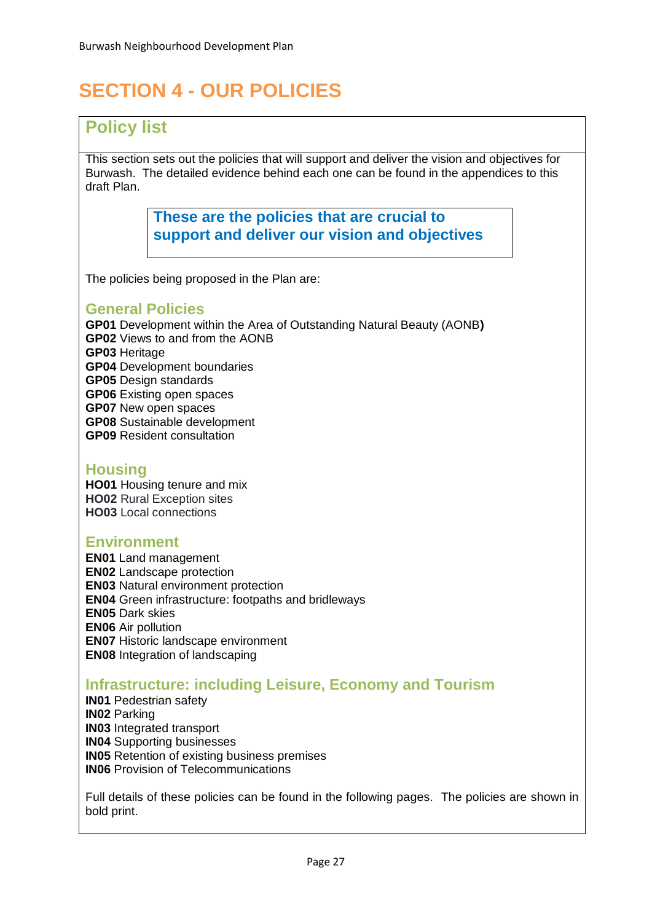# SECTION 4 - OUR POLICIES

## Policy list

This section sets out the policies that will support and deliver the vision and objectives for Burwash. The detailed evidence behind each one can be found in the appendices to this draft Plan.

**These are the policies that are crucial to support and deliver our vision and objectives**

The policies being proposed in the Plan are:

### General Policies

**GP01** Development within the Area of Outstanding Natural Beauty (AONB**)**
**GP02** Views to and from the AONB
**GP03** Heritage
**GP04** Development boundaries
**GP05** Design standards
**GP06** Existing open spaces
**GP07** New open spaces
**GP08** Sustainable development
**GP09** Resident consultation

### Housing

**HO01** Housing tenure and mix
**HO02** Rural Exception sites
**HO03** Local connections

### Environment

**EN01** Land management
**EN02** Landscape protection
**EN03** Natural environment protection
**EN04** Green infrastructure: footpaths and bridleways
**EN05** Dark skies
**EN06** Air pollution
**EN07** Historic landscape environment
**EN08** Integration of landscaping

### Infrastructure: including Leisure, Economy and Tourism

**IN01** Pedestrian safety
**IN02** Parking
**IN03** Integrated transport
**IN04** Supporting businesses
**IN05** Retention of existing business premises
**IN06** Provision of Telecommunications

Full details of these policies can be found in the following pages. The policies are shown in bold print.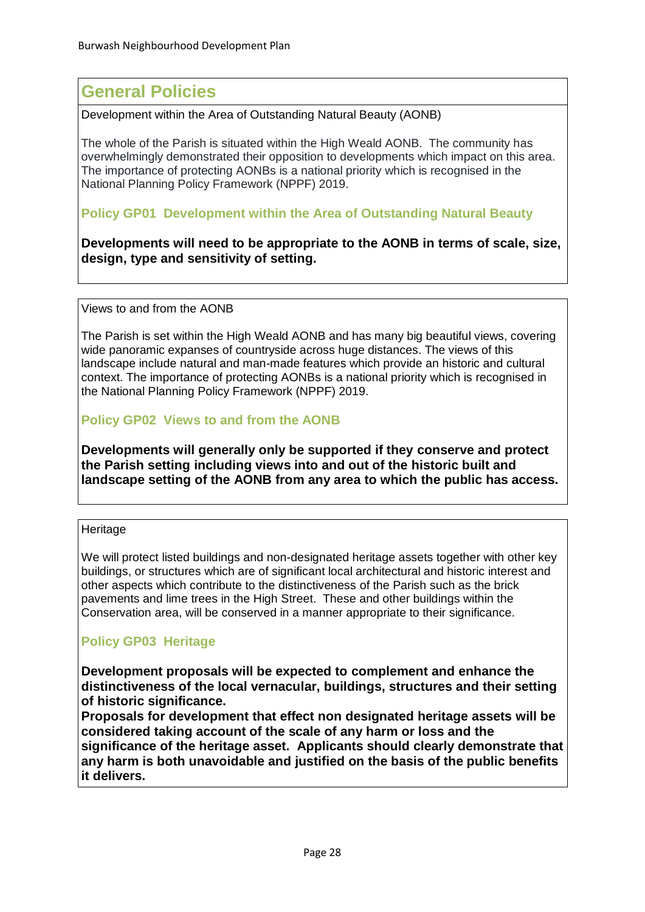## General Policies

Development within the Area of Outstanding Natural Beauty (AONB)

The whole of the Parish is situated within the High Weald AONB. The community has overwhelmingly demonstrated their opposition to developments which impact on this area. The importance of protecting AONBs is a national priority which is recognised in the National Planning Policy Framework (NPPF) 2019.

### Policy GP01 Development within the Area of Outstanding Natural Beauty

**Developments will need to be appropriate to the AONB in terms of scale, size, design, type and sensitivity of setting.**

Views to and from the AONB

The Parish is set within the High Weald AONB and has many big beautiful views, covering wide panoramic expanses of countryside across huge distances. The views of this landscape include natural and man-made features which provide an historic and cultural context. The importance of protecting AONBs is a national priority which is recognised in the National Planning Policy Framework (NPPF) 2019.

### Policy GP02 Views to and from the AONB

**Developments will generally only be supported if they conserve and protect the Parish setting including views into and out of the historic built and landscape setting of the AONB from any area to which the public has access.**

Heritage

We will protect listed buildings and non-designated heritage assets together with other key buildings, or structures which are of significant local architectural and historic interest and other aspects which contribute to the distinctiveness of the Parish such as the brick pavements and lime trees in the High Street. These and other buildings within the Conservation area, will be conserved in a manner appropriate to their significance.

### Policy GP03 Heritage

**Development proposals will be expected to complement and enhance the distinctiveness of the local vernacular, buildings, structures and their setting of historic significance.**
**Proposals for development that effect non designated heritage assets will be considered taking account of the scale of any harm or loss and the significance of the heritage asset. Applicants should clearly demonstrate that any harm is both unavoidable and justified on the basis of the public benefits it delivers.**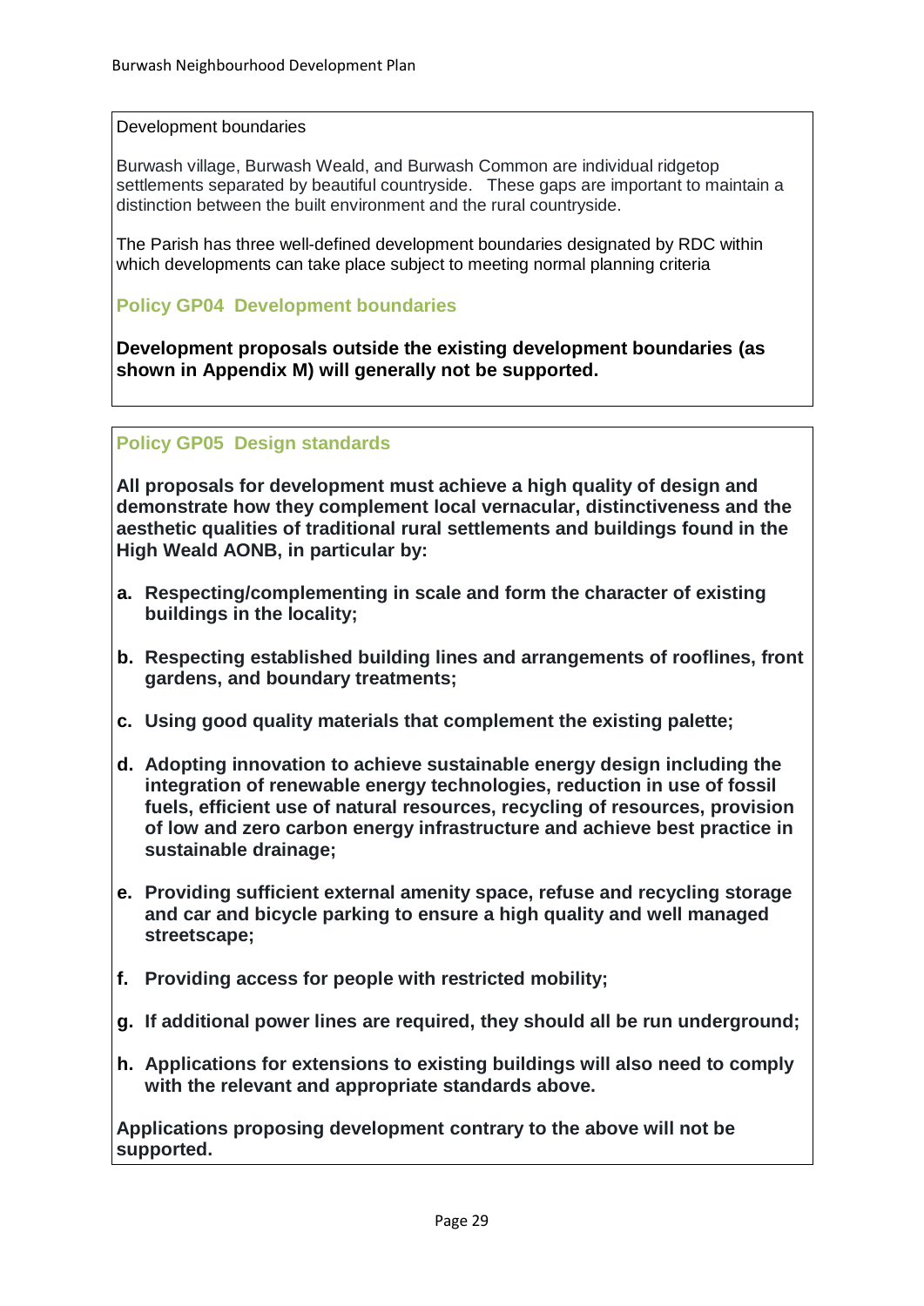Development boundaries

Burwash village, Burwash Weald, and Burwash Common are individual ridgetop settlements separated by beautiful countryside. These gaps are important to maintain a distinction between the built environment and the rural countryside.

The Parish has three well-defined development boundaries designated by RDC within which developments can take place subject to meeting normal planning criteria

### Policy GP04 Development boundaries

**Development proposals outside the existing development boundaries (as shown in Appendix M) will generally not be supported.**

### Policy GP05 Design standards

**All proposals for development must achieve a high quality of design and demonstrate how they complement local vernacular, distinctiveness and the aesthetic qualities of traditional rural settlements and buildings found in the High Weald AONB, in particular by:**

- **a. Respecting/complementing in scale and form the character of existing buildings in the locality;**
- **b. Respecting established building lines and arrangements of rooflines, front gardens, and boundary treatments;**
- **c. Using good quality materials that complement the existing palette;**
- **d. Adopting innovation to achieve sustainable energy design including the integration of renewable energy technologies, reduction in use of fossil fuels, efficient use of natural resources, recycling of resources, provision of low and zero carbon energy infrastructure and achieve best practice in sustainable drainage;**
- **e. Providing sufficient external amenity space, refuse and recycling storage and car and bicycle parking to ensure a high quality and well managed streetscape;**
- **f. Providing access for people with restricted mobility;**
- **g. If additional power lines are required, they should all be run underground;**
- **h. Applications for extensions to existing buildings will also need to comply with the relevant and appropriate standards above.**

**Applications proposing development contrary to the above will not be supported.**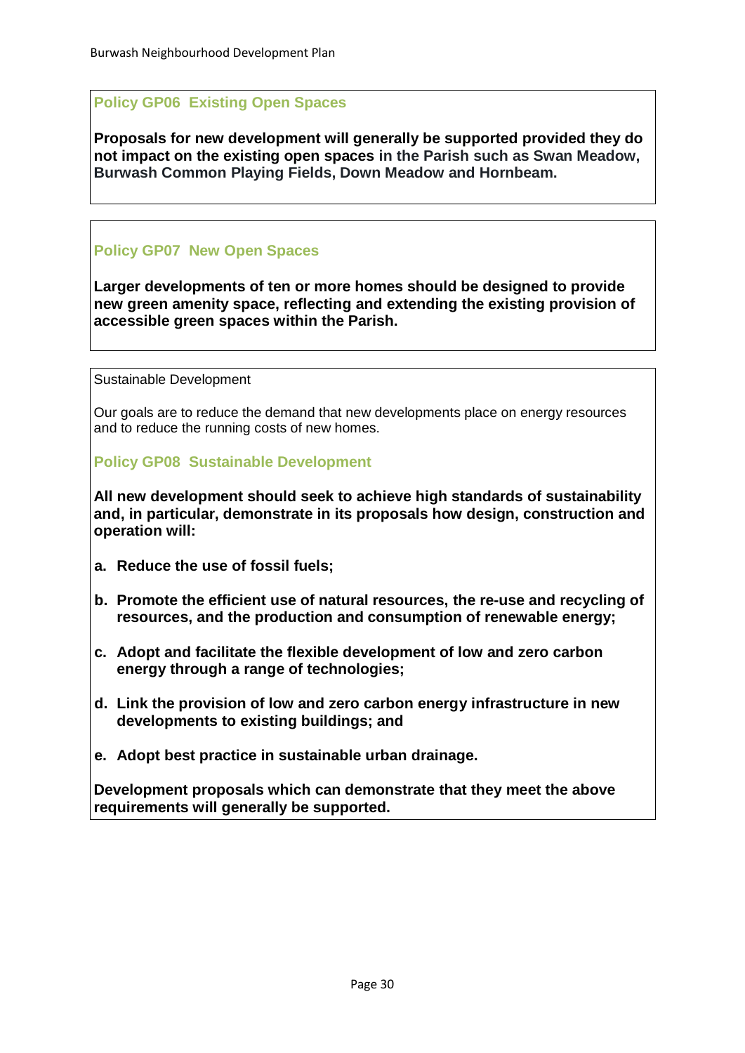### Policy GP06 Existing Open Spaces

**Proposals for new development will generally be supported provided they do not impact on the existing open spaces in the Parish such as Swan Meadow, Burwash Common Playing Fields, Down Meadow and Hornbeam.**

### Policy GP07 New Open Spaces

**Larger developments of ten or more homes should be designed to provide new green amenity space, reflecting and extending the existing provision of accessible green spaces within the Parish.**

Sustainable Development

Our goals are to reduce the demand that new developments place on energy resources and to reduce the running costs of new homes.

### Policy GP08 Sustainable Development

**All new development should seek to achieve high standards of sustainability and, in particular, demonstrate in its proposals how design, construction and operation will:**

**a. Reduce the use of fossil fuels;**

**b. Promote the efficient use of natural resources, the re-use and recycling of resources, and the production and consumption of renewable energy;**

**c. Adopt and facilitate the flexible development of low and zero carbon energy through a range of technologies;**

**d. Link the provision of low and zero carbon energy infrastructure in new developments to existing buildings; and**

**e. Adopt best practice in sustainable urban drainage.**

**Development proposals which can demonstrate that they meet the above requirements will generally be supported.**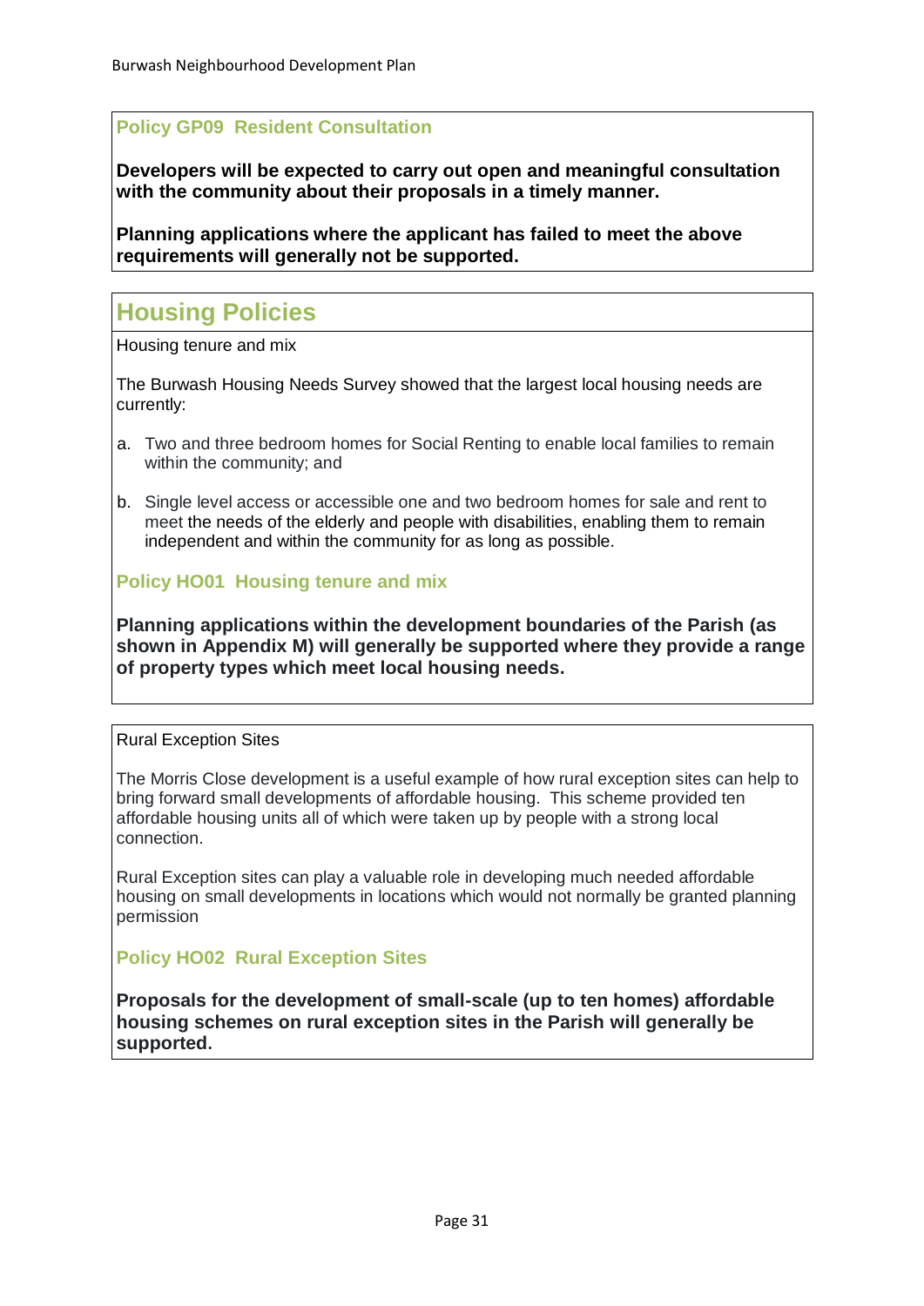### Policy GP09 Resident Consultation

**Developers will be expected to carry out open and meaningful consultation with the community about their proposals in a timely manner.**

**Planning applications where the applicant has failed to meet the above requirements will generally not be supported.**

## Housing Policies

Housing tenure and mix

The Burwash Housing Needs Survey showed that the largest local housing needs are currently:

a. Two and three bedroom homes for Social Renting to enable local families to remain within the community; and

b. Single level access or accessible one and two bedroom homes for sale and rent to meet the needs of the elderly and people with disabilities, enabling them to remain independent and within the community for as long as possible.

### Policy HO01 Housing tenure and mix

**Planning applications within the development boundaries of the Parish (as shown in Appendix M) will generally be supported where they provide a range of property types which meet local housing needs.**

Rural Exception Sites

The Morris Close development is a useful example of how rural exception sites can help to bring forward small developments of affordable housing. This scheme provided ten affordable housing units all of which were taken up by people with a strong local connection.

Rural Exception sites can play a valuable role in developing much needed affordable housing on small developments in locations which would not normally be granted planning permission

### Policy HO02 Rural Exception Sites

**Proposals for the development of small-scale (up to ten homes) affordable housing schemes on rural exception sites in the Parish will generally be supported.**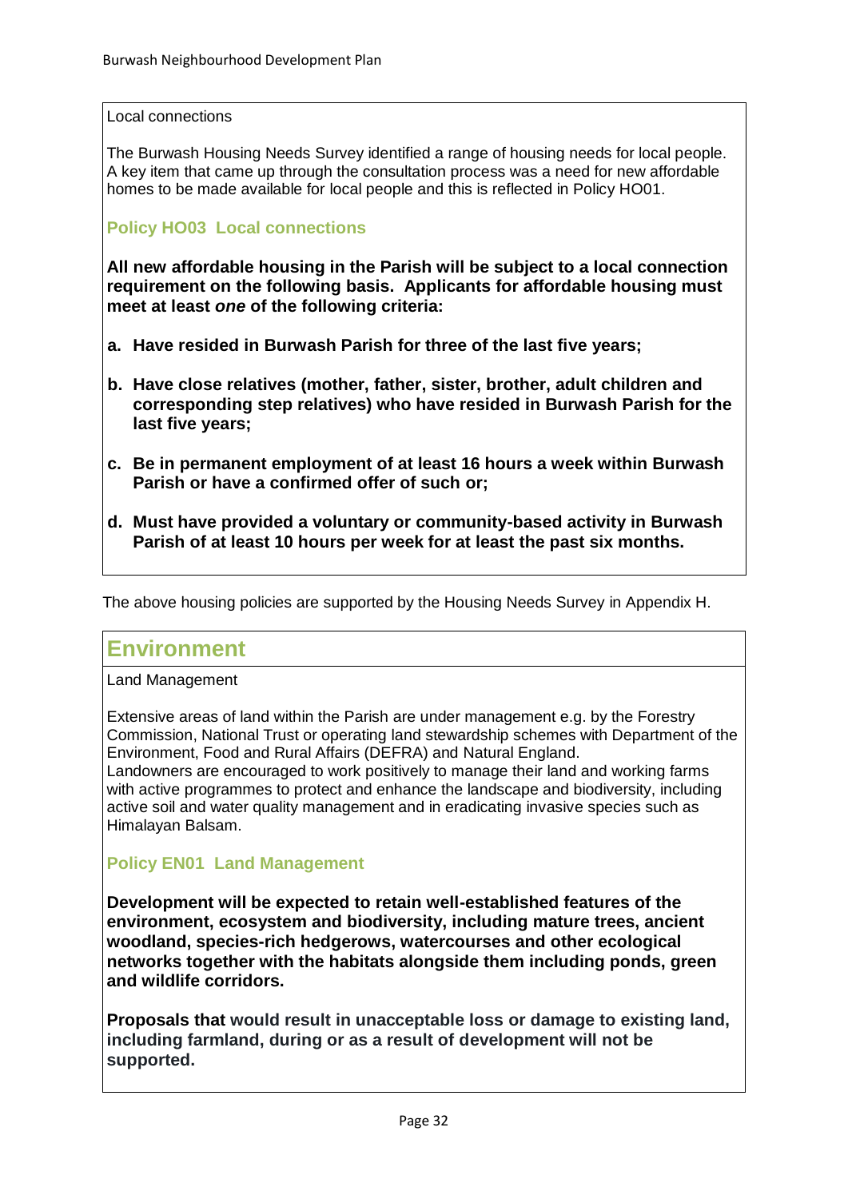Local connections

The Burwash Housing Needs Survey identified a range of housing needs for local people. A key item that came up through the consultation process was a need for new affordable homes to be made available for local people and this is reflected in Policy HO01.

### Policy HO03 Local connections

**All new affordable housing in the Parish will be subject to a local connection requirement on the following basis. Applicants for affordable housing must meet at least *one* of the following criteria:**

**a. Have resided in Burwash Parish for three of the last five years;**

**b. Have close relatives (mother, father, sister, brother, adult children and corresponding step relatives) who have resided in Burwash Parish for the last five years;**

**c. Be in permanent employment of at least 16 hours a week within Burwash Parish or have a confirmed offer of such or;**

**d. Must have provided a voluntary or community-based activity in Burwash Parish of at least 10 hours per week for at least the past six months.**

The above housing policies are supported by the Housing Needs Survey in Appendix H.

## Environment

Land Management

Extensive areas of land within the Parish are under management e.g. by the Forestry Commission, National Trust or operating land stewardship schemes with Department of the Environment, Food and Rural Affairs (DEFRA) and Natural England.
Landowners are encouraged to work positively to manage their land and working farms with active programmes to protect and enhance the landscape and biodiversity, including active soil and water quality management and in eradicating invasive species such as Himalayan Balsam.

### Policy EN01 Land Management

**Development will be expected to retain well-established features of the environment, ecosystem and biodiversity, including mature trees, ancient woodland, species-rich hedgerows, watercourses and other ecological networks together with the habitats alongside them including ponds, green and wildlife corridors.**

**Proposals that would result in unacceptable loss or damage to existing land, including farmland, during or as a result of development will not be supported.**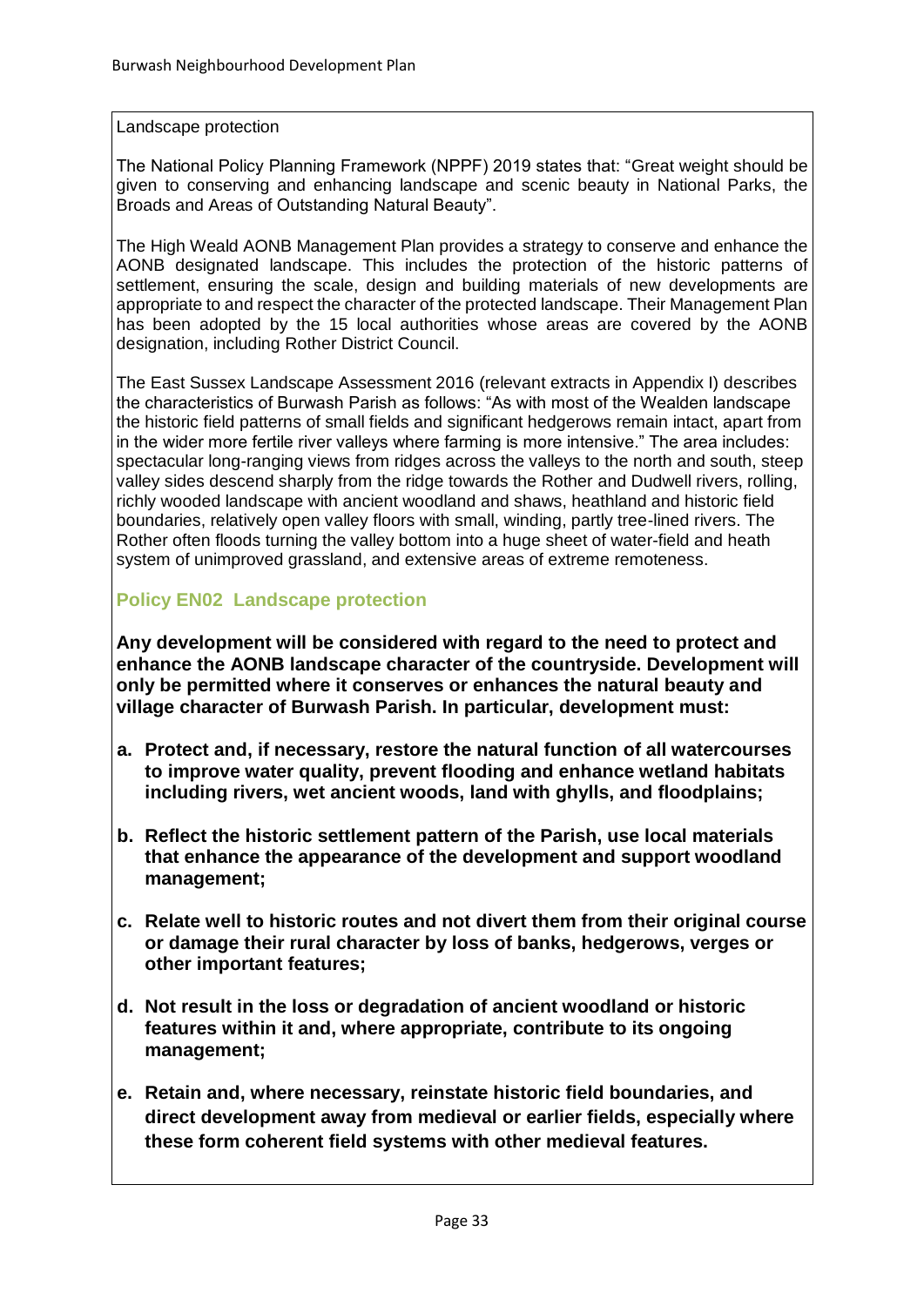Landscape protection

The National Policy Planning Framework (NPPF) 2019 states that: "Great weight should be given to conserving and enhancing landscape and scenic beauty in National Parks, the Broads and Areas of Outstanding Natural Beauty".

The High Weald AONB Management Plan provides a strategy to conserve and enhance the AONB designated landscape. This includes the protection of the historic patterns of settlement, ensuring the scale, design and building materials of new developments are appropriate to and respect the character of the protected landscape. Their Management Plan has been adopted by the 15 local authorities whose areas are covered by the AONB designation, including Rother District Council.

The East Sussex Landscape Assessment 2016 (relevant extracts in Appendix I) describes the characteristics of Burwash Parish as follows: "As with most of the Wealden landscape the historic field patterns of small fields and significant hedgerows remain intact, apart from in the wider more fertile river valleys where farming is more intensive." The area includes: spectacular long-ranging views from ridges across the valleys to the north and south, steep valley sides descend sharply from the ridge towards the Rother and Dudwell rivers, rolling, richly wooded landscape with ancient woodland and shaws, heathland and historic field boundaries, relatively open valley floors with small, winding, partly tree-lined rivers. The Rother often floods turning the valley bottom into a huge sheet of water-field and heath system of unimproved grassland, and extensive areas of extreme remoteness.

### Policy EN02 Landscape protection

**Any development will be considered with regard to the need to protect and enhance the AONB landscape character of the countryside. Development will only be permitted where it conserves or enhances the natural beauty and village character of Burwash Parish. In particular, development must:**

a. **Protect and, if necessary, restore the natural function of all watercourses to improve water quality, prevent flooding and enhance wetland habitats including rivers, wet ancient woods, land with ghylls, and floodplains;**

b. **Reflect the historic settlement pattern of the Parish, use local materials that enhance the appearance of the development and support woodland management;**

c. **Relate well to historic routes and not divert them from their original course or damage their rural character by loss of banks, hedgerows, verges or other important features;**

d. **Not result in the loss or degradation of ancient woodland or historic features within it and, where appropriate, contribute to its ongoing management;**

e. **Retain and, where necessary, reinstate historic field boundaries, and direct development away from medieval or earlier fields, especially where these form coherent field systems with other medieval features.**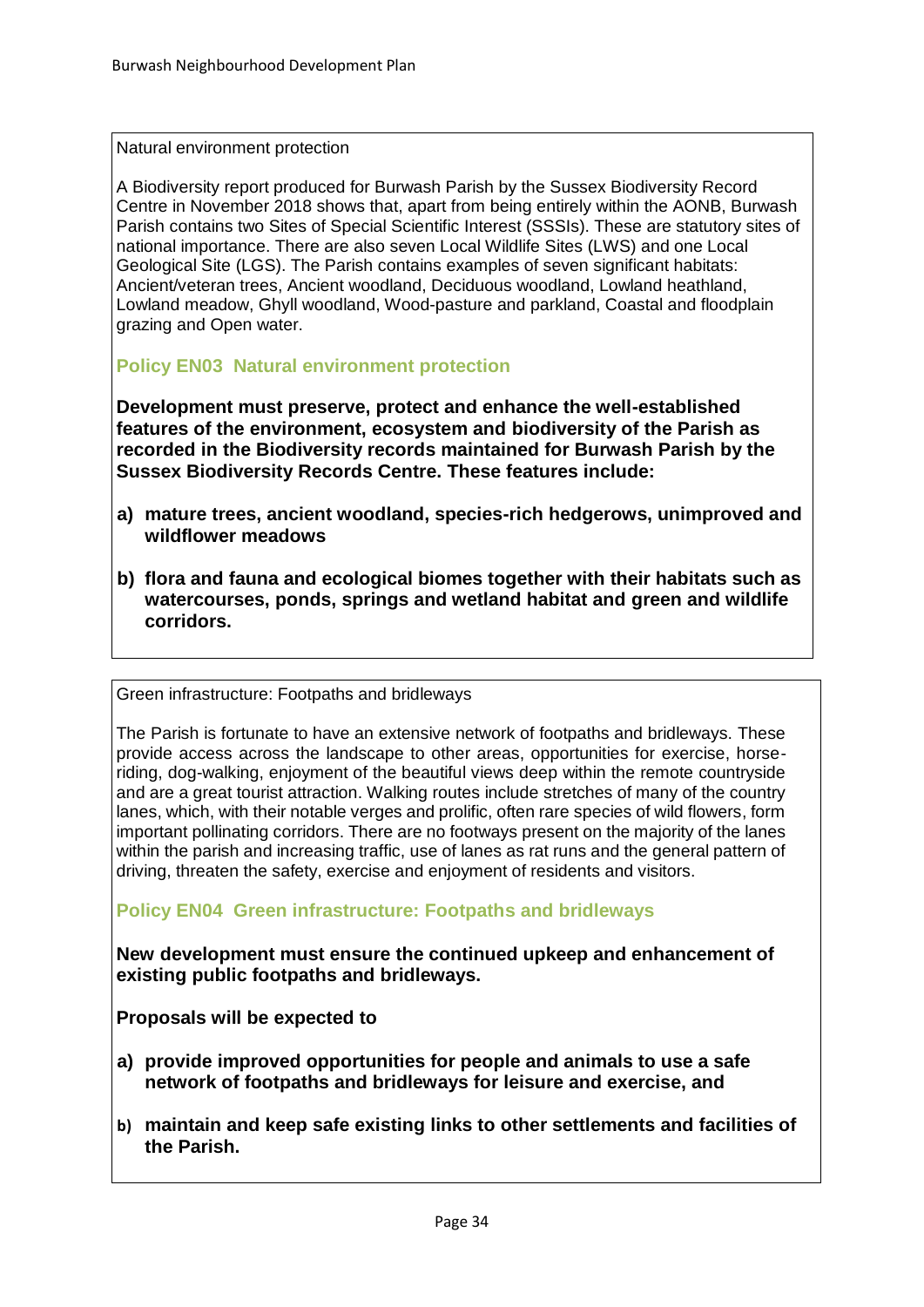Natural environment protection

A Biodiversity report produced for Burwash Parish by the Sussex Biodiversity Record Centre in November 2018 shows that, apart from being entirely within the AONB, Burwash Parish contains two Sites of Special Scientific Interest (SSSIs). These are statutory sites of national importance. There are also seven Local Wildlife Sites (LWS) and one Local Geological Site (LGS). The Parish contains examples of seven significant habitats: Ancient/veteran trees, Ancient woodland, Deciduous woodland, Lowland heathland, Lowland meadow, Ghyll woodland, Wood-pasture and parkland, Coastal and floodplain grazing and Open water.

### Policy EN03 Natural environment protection

**Development must preserve, protect and enhance the well-established features of the environment, ecosystem and biodiversity of the Parish as recorded in the Biodiversity records maintained for Burwash Parish by the Sussex Biodiversity Records Centre. These features include:**

- **a) mature trees, ancient woodland, species-rich hedgerows, unimproved and wildflower meadows**
- **b) flora and fauna and ecological biomes together with their habitats such as watercourses, ponds, springs and wetland habitat and green and wildlife corridors.**

Green infrastructure: Footpaths and bridleways

The Parish is fortunate to have an extensive network of footpaths and bridleways. These provide access across the landscape to other areas, opportunities for exercise, horse-riding, dog-walking, enjoyment of the beautiful views deep within the remote countryside and are a great tourist attraction. Walking routes include stretches of many of the country lanes, which, with their notable verges and prolific, often rare species of wild flowers, form important pollinating corridors. There are no footways present on the majority of the lanes within the parish and increasing traffic, use of lanes as rat runs and the general pattern of driving, threaten the safety, exercise and enjoyment of residents and visitors.

### Policy EN04 Green infrastructure: Footpaths and bridleways

**New development must ensure the continued upkeep and enhancement of existing public footpaths and bridleways.**

**Proposals will be expected to**

- **a) provide improved opportunities for people and animals to use a safe network of footpaths and bridleways for leisure and exercise, and**
- **b) maintain and keep safe existing links to other settlements and facilities of the Parish.**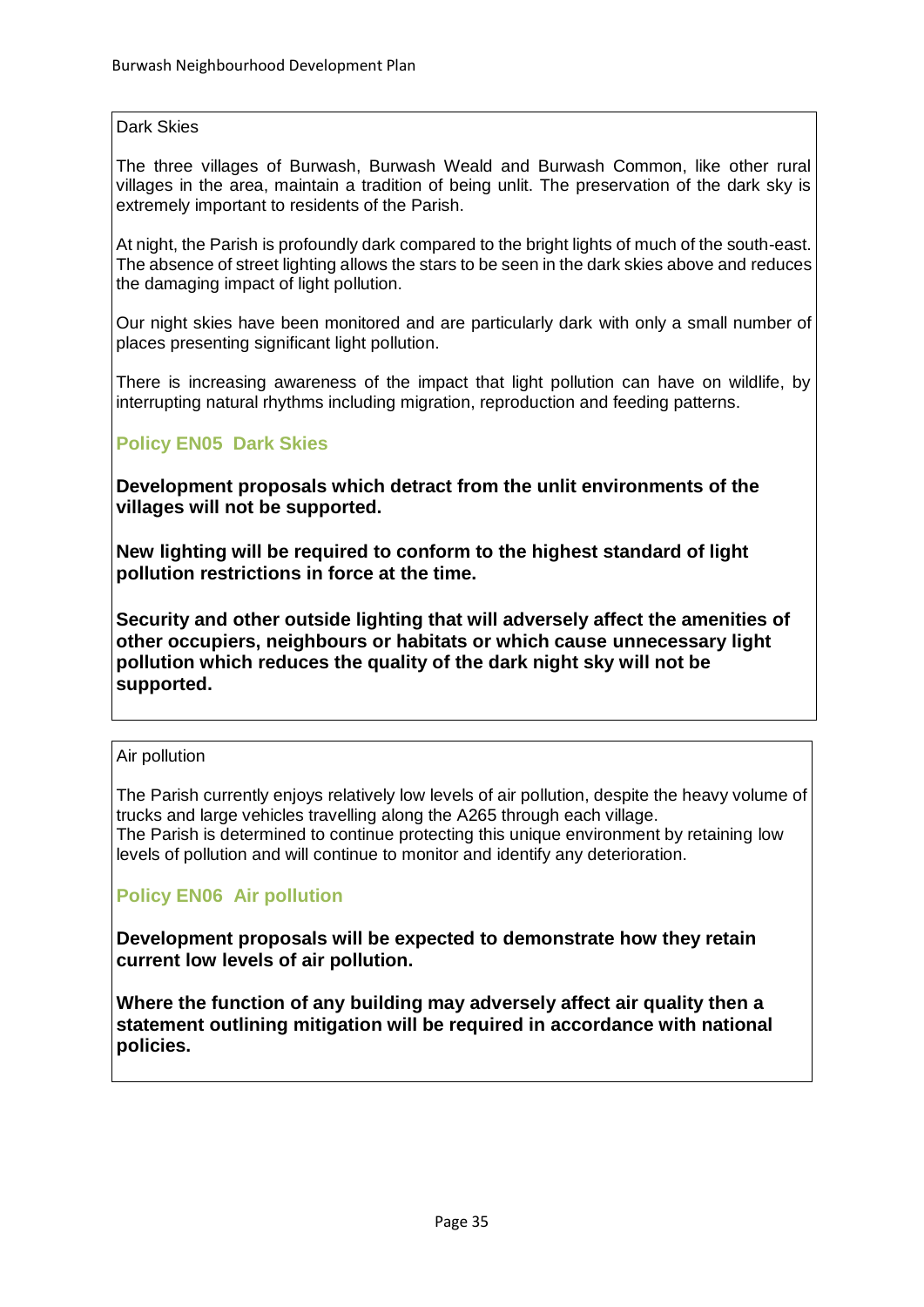Dark Skies

The three villages of Burwash, Burwash Weald and Burwash Common, like other rural villages in the area, maintain a tradition of being unlit. The preservation of the dark sky is extremely important to residents of the Parish.

At night, the Parish is profoundly dark compared to the bright lights of much of the south-east. The absence of street lighting allows the stars to be seen in the dark skies above and reduces the damaging impact of light pollution.

Our night skies have been monitored and are particularly dark with only a small number of places presenting significant light pollution.

There is increasing awareness of the impact that light pollution can have on wildlife, by interrupting natural rhythms including migration, reproduction and feeding patterns.

### Policy EN05 Dark Skies

**Development proposals which detract from the unlit environments of the villages will not be supported.**

**New lighting will be required to conform to the highest standard of light pollution restrictions in force at the time.**

**Security and other outside lighting that will adversely affect the amenities of other occupiers, neighbours or habitats or which cause unnecessary light pollution which reduces the quality of the dark night sky will not be supported.**

Air pollution

The Parish currently enjoys relatively low levels of air pollution, despite the heavy volume of trucks and large vehicles travelling along the A265 through each village.
The Parish is determined to continue protecting this unique environment by retaining low levels of pollution and will continue to monitor and identify any deterioration.

### Policy EN06 Air pollution

**Development proposals will be expected to demonstrate how they retain current low levels of air pollution.**

**Where the function of any building may adversely affect air quality then a statement outlining mitigation will be required in accordance with national policies.**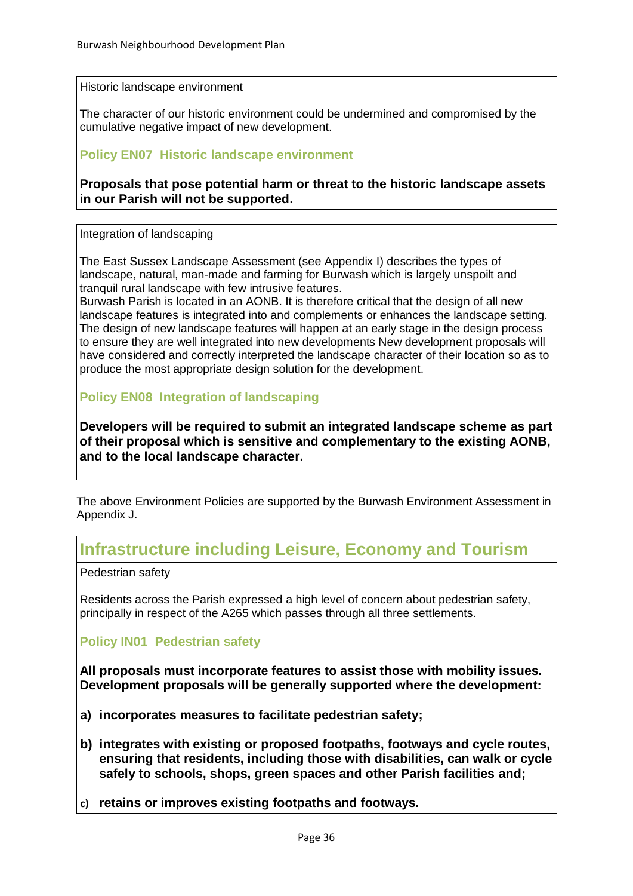Historic landscape environment

The character of our historic environment could be undermined and compromised by the cumulative negative impact of new development.

### Policy EN07 Historic landscape environment

**Proposals that pose potential harm or threat to the historic landscape assets in our Parish will not be supported.**

Integration of landscaping

The East Sussex Landscape Assessment (see Appendix I) describes the types of landscape, natural, man-made and farming for Burwash which is largely unspoilt and tranquil rural landscape with few intrusive features.
Burwash Parish is located in an AONB. It is therefore critical that the design of all new landscape features is integrated into and complements or enhances the landscape setting. The design of new landscape features will happen at an early stage in the design process to ensure they are well integrated into new developments New development proposals will have considered and correctly interpreted the landscape character of their location so as to produce the most appropriate design solution for the development.

### Policy EN08 Integration of landscaping

**Developers will be required to submit an integrated landscape scheme as part of their proposal which is sensitive and complementary to the existing AONB, and to the local landscape character.**

The above Environment Policies are supported by the Burwash Environment Assessment in Appendix J.

## Infrastructure including Leisure, Economy and Tourism

Pedestrian safety

Residents across the Parish expressed a high level of concern about pedestrian safety, principally in respect of the A265 which passes through all three settlements.

### Policy IN01 Pedestrian safety

**All proposals must incorporate features to assist those with mobility issues. Development proposals will be generally supported where the development:**

**a) incorporates measures to facilitate pedestrian safety;**

**b) integrates with existing or proposed footpaths, footways and cycle routes, ensuring that residents, including those with disabilities, can walk or cycle safely to schools, shops, green spaces and other Parish facilities and;**

**c) retains or improves existing footpaths and footways.**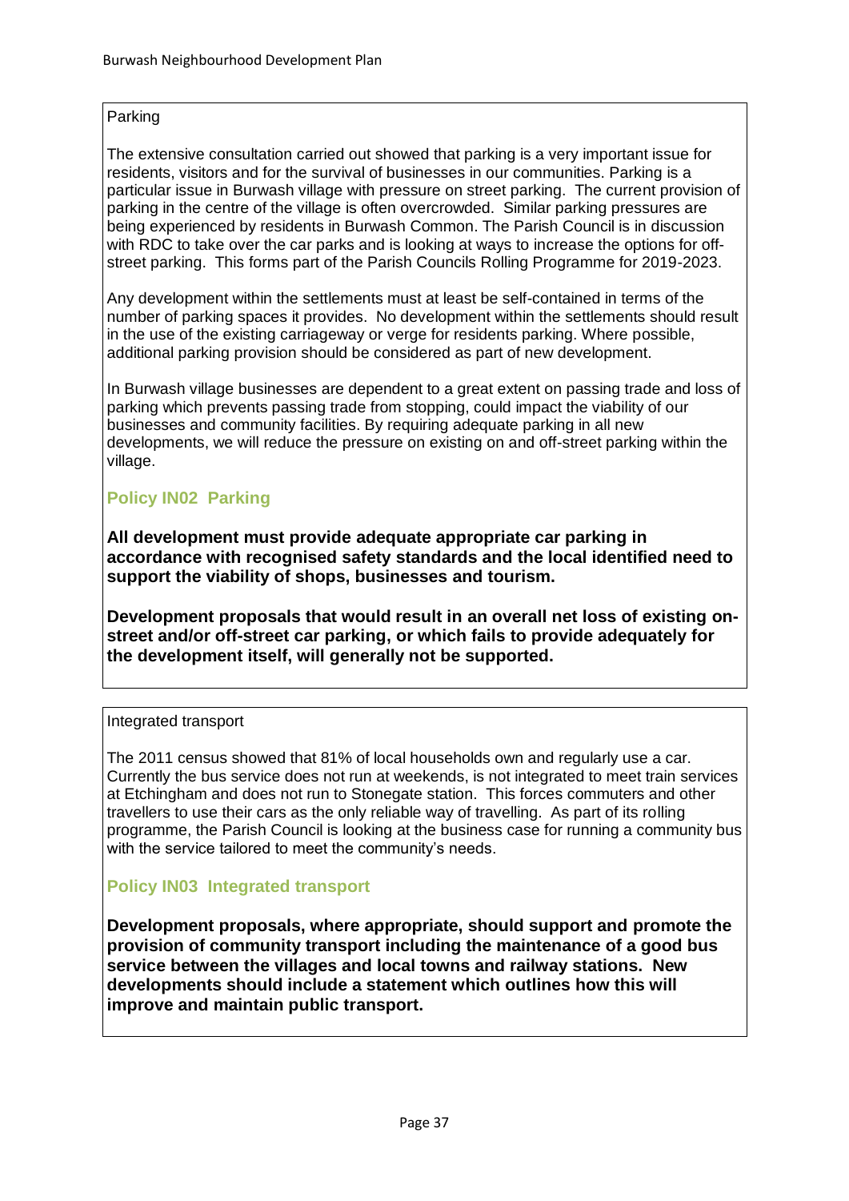Parking

The extensive consultation carried out showed that parking is a very important issue for residents, visitors and for the survival of businesses in our communities. Parking is a particular issue in Burwash village with pressure on street parking. The current provision of parking in the centre of the village is often overcrowded. Similar parking pressures are being experienced by residents in Burwash Common. The Parish Council is in discussion with RDC to take over the car parks and is looking at ways to increase the options for off-street parking. This forms part of the Parish Councils Rolling Programme for 2019-2023.

Any development within the settlements must at least be self-contained in terms of the number of parking spaces it provides. No development within the settlements should result in the use of the existing carriageway or verge for residents parking. Where possible, additional parking provision should be considered as part of new development.

In Burwash village businesses are dependent to a great extent on passing trade and loss of parking which prevents passing trade from stopping, could impact the viability of our businesses and community facilities. By requiring adequate parking in all new developments, we will reduce the pressure on existing on and off-street parking within the village.

### Policy IN02 Parking

**All development must provide adequate appropriate car parking in accordance with recognised safety standards and the local identified need to support the viability of shops, businesses and tourism.**

**Development proposals that would result in an overall net loss of existing on-street and/or off-street car parking, or which fails to provide adequately for the development itself, will generally not be supported.**

Integrated transport

The 2011 census showed that 81% of local households own and regularly use a car. Currently the bus service does not run at weekends, is not integrated to meet train services at Etchingham and does not run to Stonegate station. This forces commuters and other travellers to use their cars as the only reliable way of travelling. As part of its rolling programme, the Parish Council is looking at the business case for running a community bus with the service tailored to meet the community's needs.

### Policy IN03 Integrated transport

**Development proposals, where appropriate, should support and promote the provision of community transport including the maintenance of a good bus service between the villages and local towns and railway stations. New developments should include a statement which outlines how this will improve and maintain public transport.**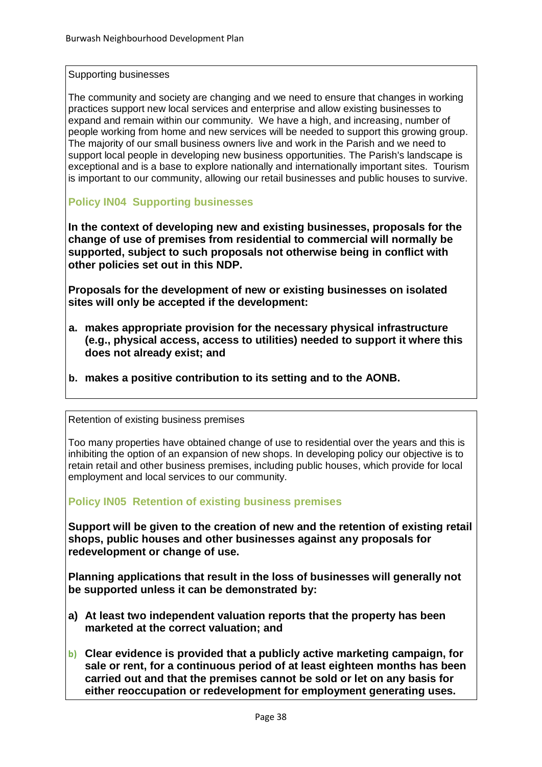Supporting businesses

The community and society are changing and we need to ensure that changes in working practices support new local services and enterprise and allow existing businesses to expand and remain within our community. We have a high, and increasing, number of people working from home and new services will be needed to support this growing group. The majority of our small business owners live and work in the Parish and we need to support local people in developing new business opportunities. The Parish's landscape is exceptional and is a base to explore nationally and internationally important sites. Tourism is important to our community, allowing our retail businesses and public houses to survive.

### Policy IN04 Supporting businesses

**In the context of developing new and existing businesses, proposals for the change of use of premises from residential to commercial will normally be supported, subject to such proposals not otherwise being in conflict with other policies set out in this NDP.**

**Proposals for the development of new or existing businesses on isolated sites will only be accepted if the development:**

- **a. makes appropriate provision for the necessary physical infrastructure (e.g., physical access, access to utilities) needed to support it where this does not already exist; and**
- **b. makes a positive contribution to its setting and to the AONB.**

Retention of existing business premises

Too many properties have obtained change of use to residential over the years and this is inhibiting the option of an expansion of new shops. In developing policy our objective is to retain retail and other business premises, including public houses, which provide for local employment and local services to our community.

### Policy IN05 Retention of existing business premises

**Support will be given to the creation of new and the retention of existing retail shops, public houses and other businesses against any proposals for redevelopment or change of use.**

**Planning applications that result in the loss of businesses will generally not be supported unless it can be demonstrated by:**

- **a) At least two independent valuation reports that the property has been marketed at the correct valuation; and**
- **b) Clear evidence is provided that a publicly active marketing campaign, for sale or rent, for a continuous period of at least eighteen months has been carried out and that the premises cannot be sold or let on any basis for either reoccupation or redevelopment for employment generating uses.**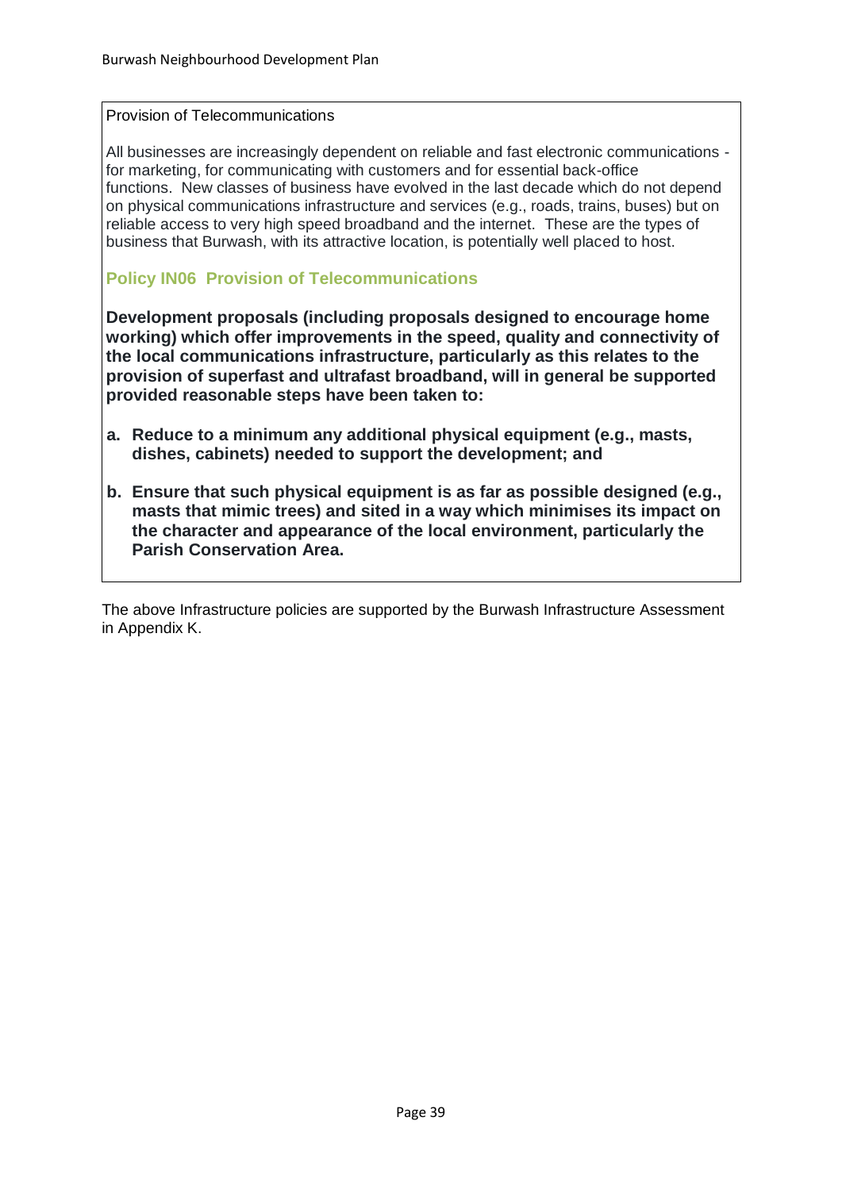Provision of Telecommunications

All businesses are increasingly dependent on reliable and fast electronic communications - for marketing, for communicating with customers and for essential back-office functions. New classes of business have evolved in the last decade which do not depend on physical communications infrastructure and services (e.g., roads, trains, buses) but on reliable access to very high speed broadband and the internet. These are the types of business that Burwash, with its attractive location, is potentially well placed to host.

### Policy IN06 Provision of Telecommunications

**Development proposals (including proposals designed to encourage home working) which offer improvements in the speed, quality and connectivity of the local communications infrastructure, particularly as this relates to the provision of superfast and ultrafast broadband, will in general be supported provided reasonable steps have been taken to:**

**a. Reduce to a minimum any additional physical equipment (e.g., masts, dishes, cabinets) needed to support the development; and**

**b. Ensure that such physical equipment is as far as possible designed (e.g., masts that mimic trees) and sited in a way which minimises its impact on the character and appearance of the local environment, particularly the Parish Conservation Area.**

The above Infrastructure policies are supported by the Burwash Infrastructure Assessment in Appendix K.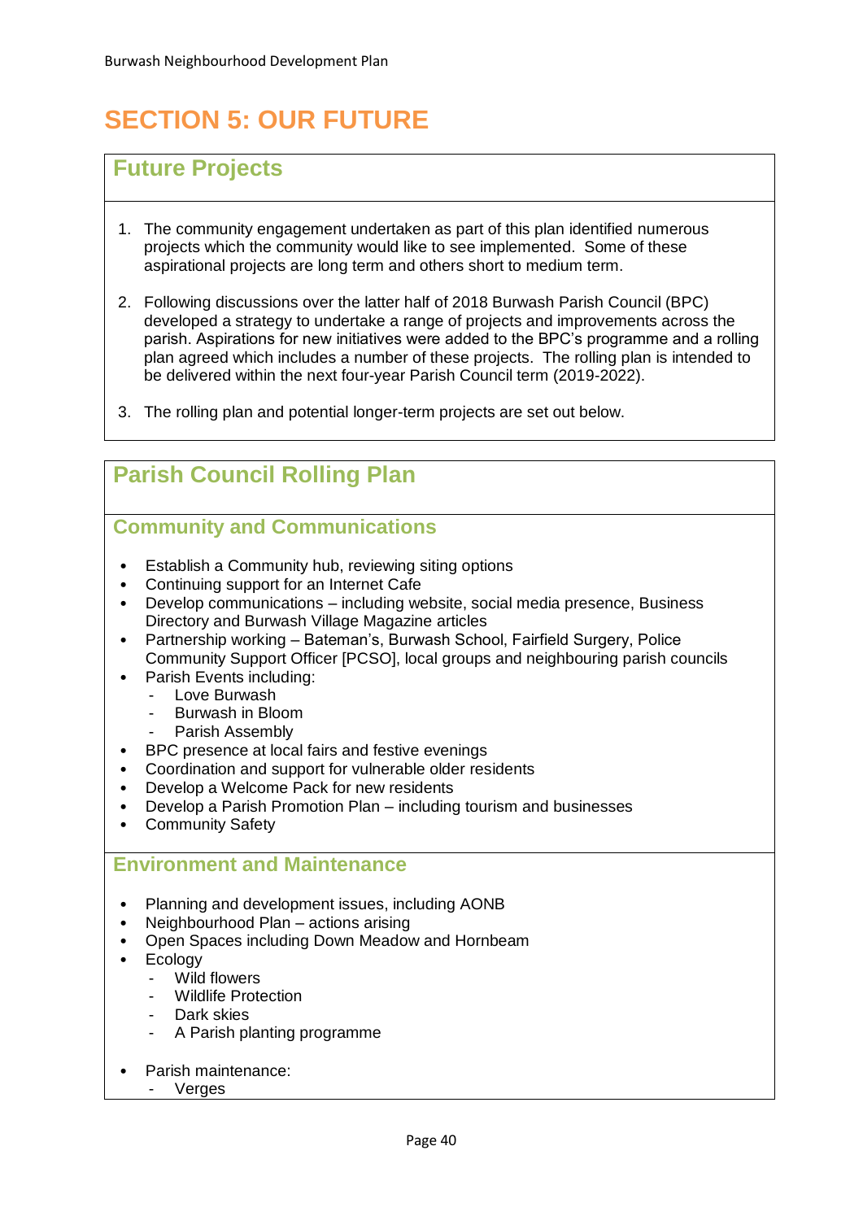# SECTION 5: OUR FUTURE

## Future Projects

1. The community engagement undertaken as part of this plan identified numerous projects which the community would like to see implemented. Some of these aspirational projects are long term and others short to medium term.
2. Following discussions over the latter half of 2018 Burwash Parish Council (BPC) developed a strategy to undertake a range of projects and improvements across the parish. Aspirations for new initiatives were added to the BPC's programme and a rolling plan agreed which includes a number of these projects. The rolling plan is intended to be delivered within the next four-year Parish Council term (2019-2022).
3. The rolling plan and potential longer-term projects are set out below.

## Parish Council Rolling Plan

### Community and Communications

- Establish a Community hub, reviewing siting options
- Continuing support for an Internet Cafe
- Develop communications – including website, social media presence, Business Directory and Burwash Village Magazine articles
- Partnership working – Bateman's, Burwash School, Fairfield Surgery, Police Community Support Officer [PCSO], local groups and neighbouring parish councils
- Parish Events including:
  - Love Burwash
  - Burwash in Bloom
  - Parish Assembly
- BPC presence at local fairs and festive evenings
- Coordination and support for vulnerable older residents
- Develop a Welcome Pack for new residents
- Develop a Parish Promotion Plan – including tourism and businesses
- Community Safety

### Environment and Maintenance

- Planning and development issues, including AONB
- Neighbourhood Plan – actions arising
- Open Spaces including Down Meadow and Hornbeam
- Ecology
  - Wild flowers
  - Wildlife Protection
  - Dark skies
  - A Parish planting programme
- Parish maintenance:
  - Verges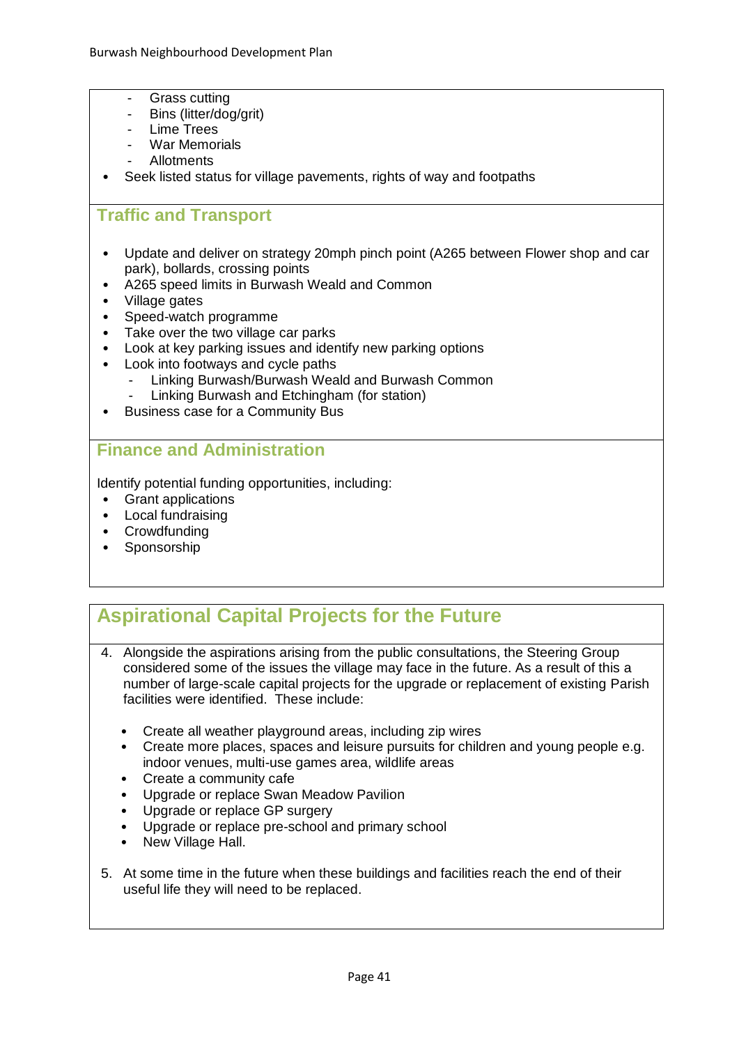- Grass cutting
- Bins (litter/dog/grit)
- Lime Trees
- War Memorials
- Allotments

- Seek listed status for village pavements, rights of way and footpaths

## Traffic and Transport

- Update and deliver on strategy 20mph pinch point (A265 between Flower shop and car park), bollards, crossing points
- A265 speed limits in Burwash Weald and Common
- Village gates
- Speed-watch programme
- Take over the two village car parks
- Look at key parking issues and identify new parking options
- Look into footways and cycle paths
  - Linking Burwash/Burwash Weald and Burwash Common
  - Linking Burwash and Etchingham (for station)
- Business case for a Community Bus

## Finance and Administration

Identify potential funding opportunities, including:

- Grant applications
- Local fundraising
- Crowdfunding
- Sponsorship

## Aspirational Capital Projects for the Future

4. Alongside the aspirations arising from the public consultations, the Steering Group considered some of the issues the village may face in the future. As a result of this a number of large-scale capital projects for the upgrade or replacement of existing Parish facilities were identified. These include:

   - Create all weather playground areas, including zip wires
   - Create more places, spaces and leisure pursuits for children and young people e.g. indoor venues, multi-use games area, wildlife areas
   - Create a community cafe
   - Upgrade or replace Swan Meadow Pavilion
   - Upgrade or replace GP surgery
   - Upgrade or replace pre-school and primary school
   - New Village Hall.

5. At some time in the future when these buildings and facilities reach the end of their useful life they will need to be replaced.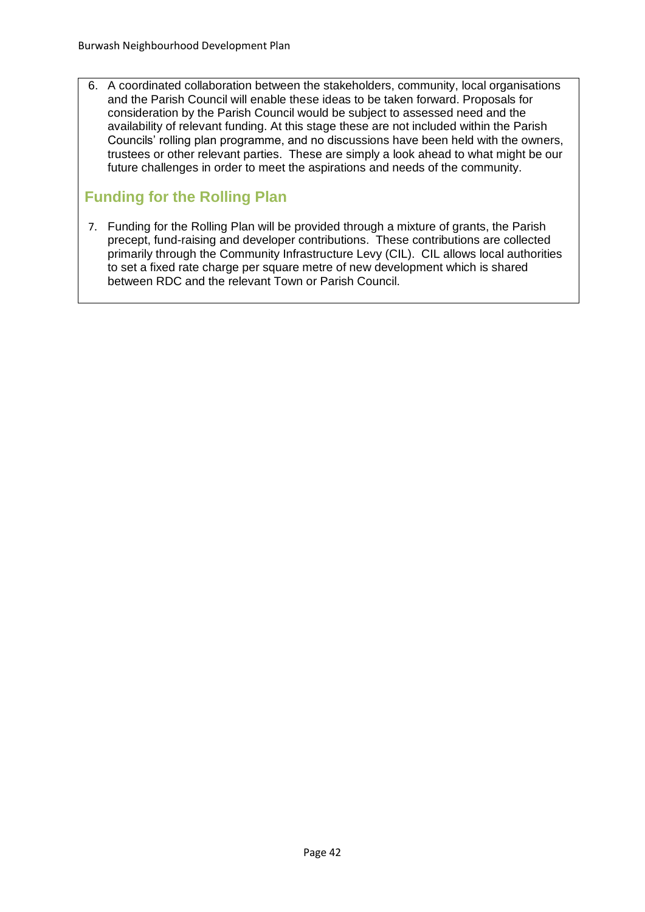6. A coordinated collaboration between the stakeholders, community, local organisations and the Parish Council will enable these ideas to be taken forward. Proposals for consideration by the Parish Council would be subject to assessed need and the availability of relevant funding. At this stage these are not included within the Parish Councils' rolling plan programme, and no discussions have been held with the owners, trustees or other relevant parties. These are simply a look ahead to what might be our future challenges in order to meet the aspirations and needs of the community.

## Funding for the Rolling Plan

7. Funding for the Rolling Plan will be provided through a mixture of grants, the Parish precept, fund-raising and developer contributions. These contributions are collected primarily through the Community Infrastructure Levy (CIL). CIL allows local authorities to set a fixed rate charge per square metre of new development which is shared between RDC and the relevant Town or Parish Council.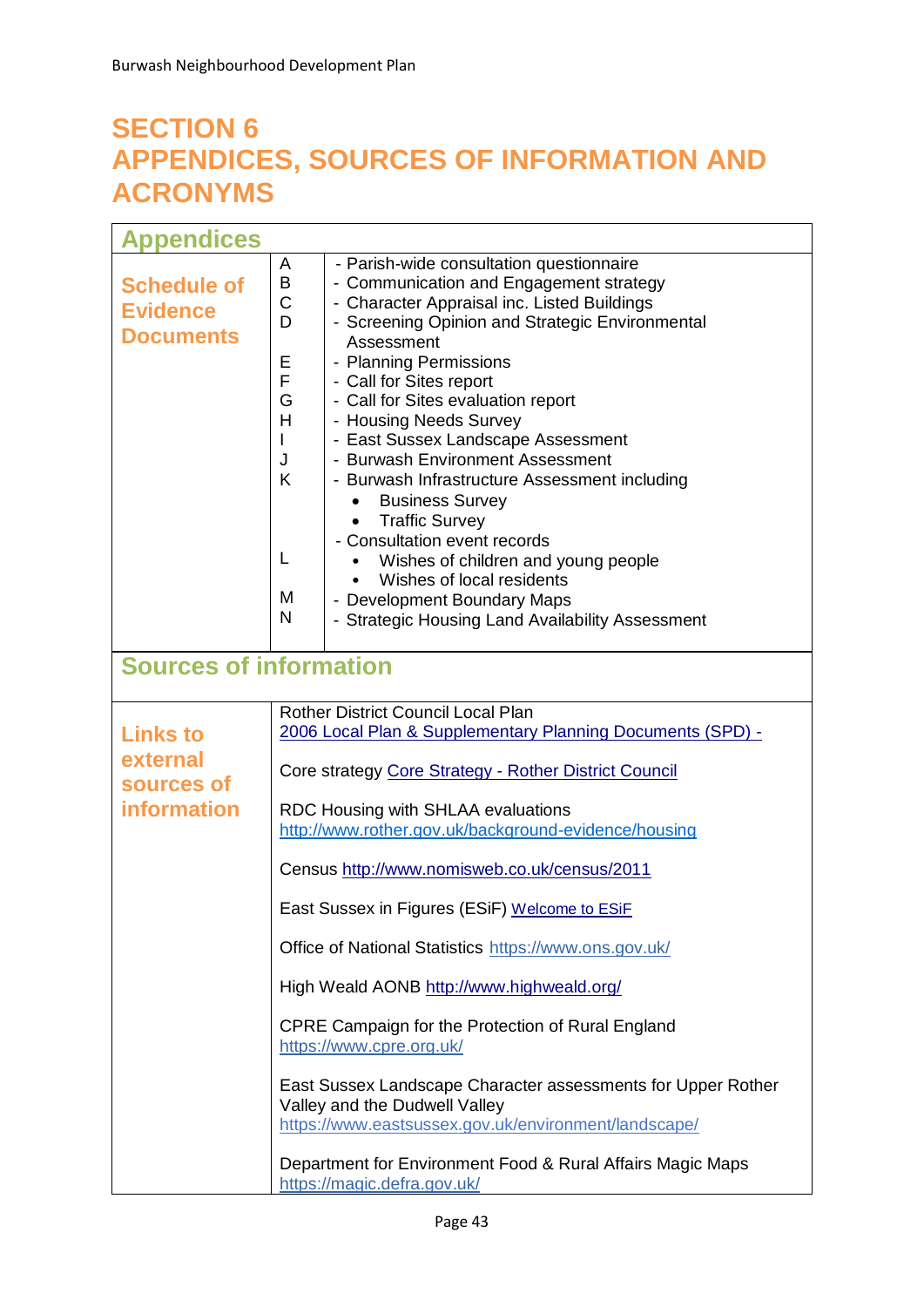# SECTION 6
# APPENDICES, SOURCES OF INFORMATION AND ACRONYMS

## Appendices

### Schedule of Evidence Documents

| | |
|---|---|
| A | - Parish-wide consultation questionnaire |
| B | - Communication and Engagement strategy |
| C | - Character Appraisal inc. Listed Buildings |
| D | - Screening Opinion and Strategic Environmental Assessment |
| E | - Planning Permissions |
| F | - Call for Sites report |
| G | - Call for Sites evaluation report |
| H | - Housing Needs Survey |
| I | - East Sussex Landscape Assessment |
| J | - Burwash Environment Assessment |
| K | - Burwash Infrastructure Assessment including<br>• Business Survey<br>• Traffic Survey |
| L | - Consultation event records<br>• Wishes of children and young people<br>• Wishes of local residents |
| M | - Development Boundary Maps |
| N | - Strategic Housing Land Availability Assessment |

## Sources of information

### Links to external sources of information

Rother District Council Local Plan
2006 Local Plan & Supplementary Planning Documents (SPD) -

Core strategy Core Strategy - Rother District Council

RDC Housing with SHLAA evaluations
http://www.rother.gov.uk/background-evidence/housing

Census http://www.nomisweb.co.uk/census/2011

East Sussex in Figures (ESiF) Welcome to ESiF

Office of National Statistics https://www.ons.gov.uk/

High Weald AONB http://www.highweald.org/

CPRE Campaign for the Protection of Rural England
https://www.cpre.org.uk/

East Sussex Landscape Character assessments for Upper Rother Valley and the Dudwell Valley
https://www.eastsussex.gov.uk/environment/landscape/

Department for Environment Food & Rural Affairs Magic Maps
https://magic.defra.gov.uk/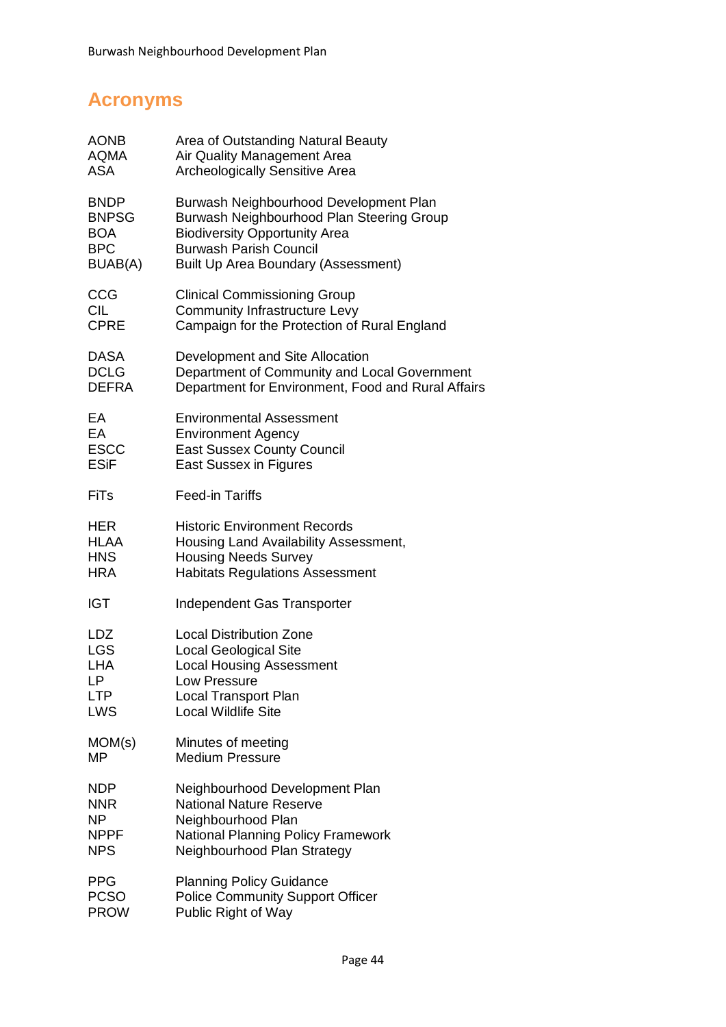## Acronyms

| | |
|---|---|
| AONB | Area of Outstanding Natural Beauty |
| AQMA | Air Quality Management Area |
| ASA | Archeologically Sensitive Area |
| BNDP | Burwash Neighbourhood Development Plan |
| BNPSG | Burwash Neighbourhood Plan Steering Group |
| BOA | Biodiversity Opportunity Area |
| BPC | Burwash Parish Council |
| BUAB(A) | Built Up Area Boundary (Assessment) |
| CCG | Clinical Commissioning Group |
| CIL | Community Infrastructure Levy |
| CPRE | Campaign for the Protection of Rural England |
| DASA | Development and Site Allocation |
| DCLG | Department of Community and Local Government |
| DEFRA | Department for Environment, Food and Rural Affairs |
| EA | Environmental Assessment |
| EA | Environment Agency |
| ESCC | East Sussex County Council |
| ESiF | East Sussex in Figures |
| FiTs | Feed-in Tariffs |
| HER | Historic Environment Records |
| HLAA | Housing Land Availability Assessment, |
| HNS | Housing Needs Survey |
| HRA | Habitats Regulations Assessment |
| IGT | Independent Gas Transporter |
| LDZ | Local Distribution Zone |
| LGS | Local Geological Site |
| LHA | Local Housing Assessment |
| LP | Low Pressure |
| LTP | Local Transport Plan |
| LWS | Local Wildlife Site |
| MOM(s) | Minutes of meeting |
| MP | Medium Pressure |
| NDP | Neighbourhood Development Plan |
| NNR | National Nature Reserve |
| NP | Neighbourhood Plan |
| NPPF | National Planning Policy Framework |
| NPS | Neighbourhood Plan Strategy |
| PPG | Planning Policy Guidance |
| PCSO | Police Community Support Officer |
| PROW | Public Right of Way |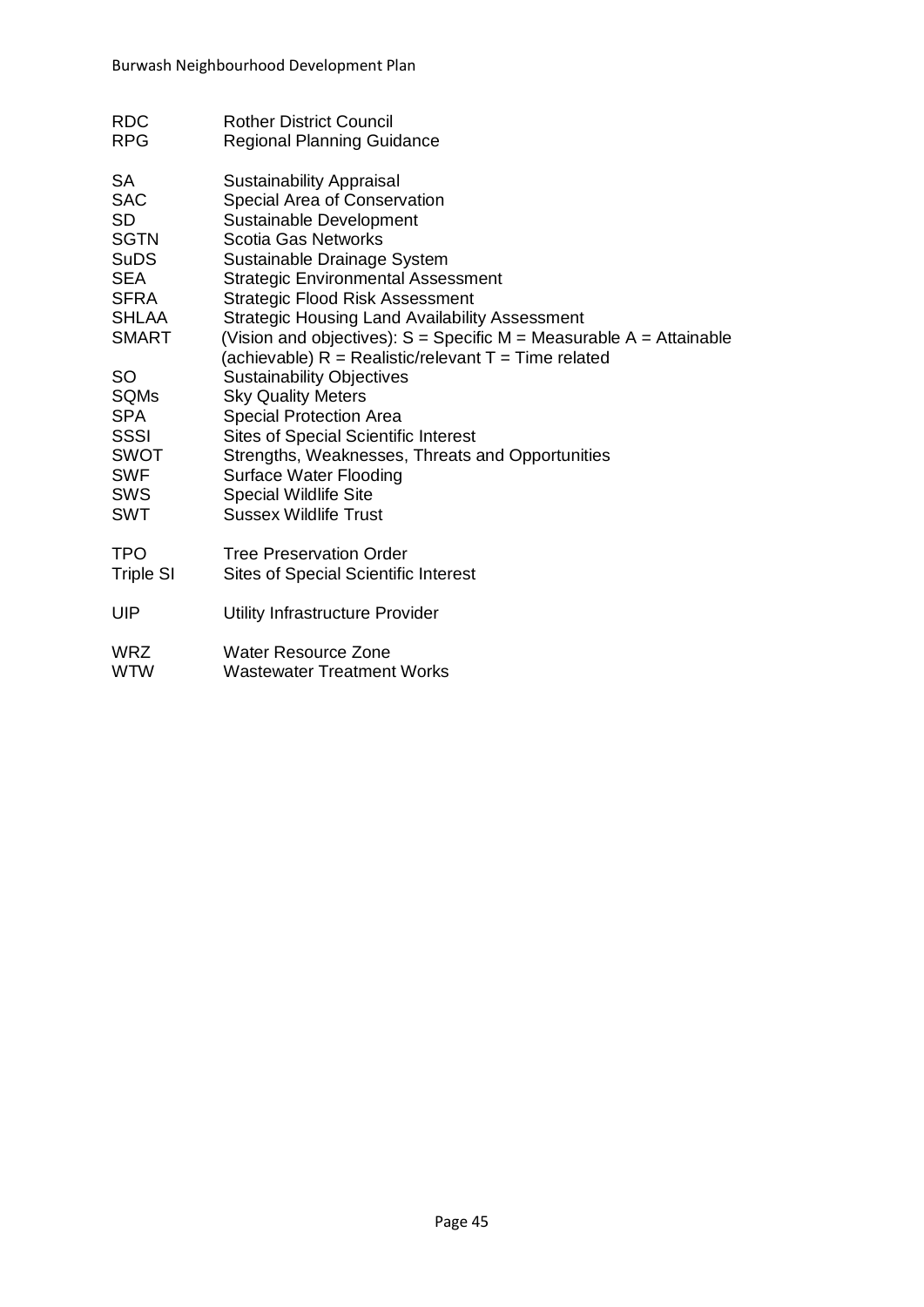| | |
|---|---|
| RDC | Rother District Council |
| RPG | Regional Planning Guidance |
| SA | Sustainability Appraisal |
| SAC | Special Area of Conservation |
| SD | Sustainable Development |
| SGTN | Scotia Gas Networks |
| SuDS | Sustainable Drainage System |
| SEA | Strategic Environmental Assessment |
| SFRA | Strategic Flood Risk Assessment |
| SHLAA | Strategic Housing Land Availability Assessment |
| SMART | (Vision and objectives): S = Specific M = Measurable A = Attainable (achievable) R = Realistic/relevant T = Time related |
| SO | Sustainability Objectives |
| SQMs | Sky Quality Meters |
| SPA | Special Protection Area |
| SSSI | Sites of Special Scientific Interest |
| SWOT | Strengths, Weaknesses, Threats and Opportunities |
| SWF | Surface Water Flooding |
| SWS | Special Wildlife Site |
| SWT | Sussex Wildlife Trust |
| TPO | Tree Preservation Order |
| Triple SI | Sites of Special Scientific Interest |
| UIP | Utility Infrastructure Provider |
| WRZ | Water Resource Zone |
| WTW | Wastewater Treatment Works |